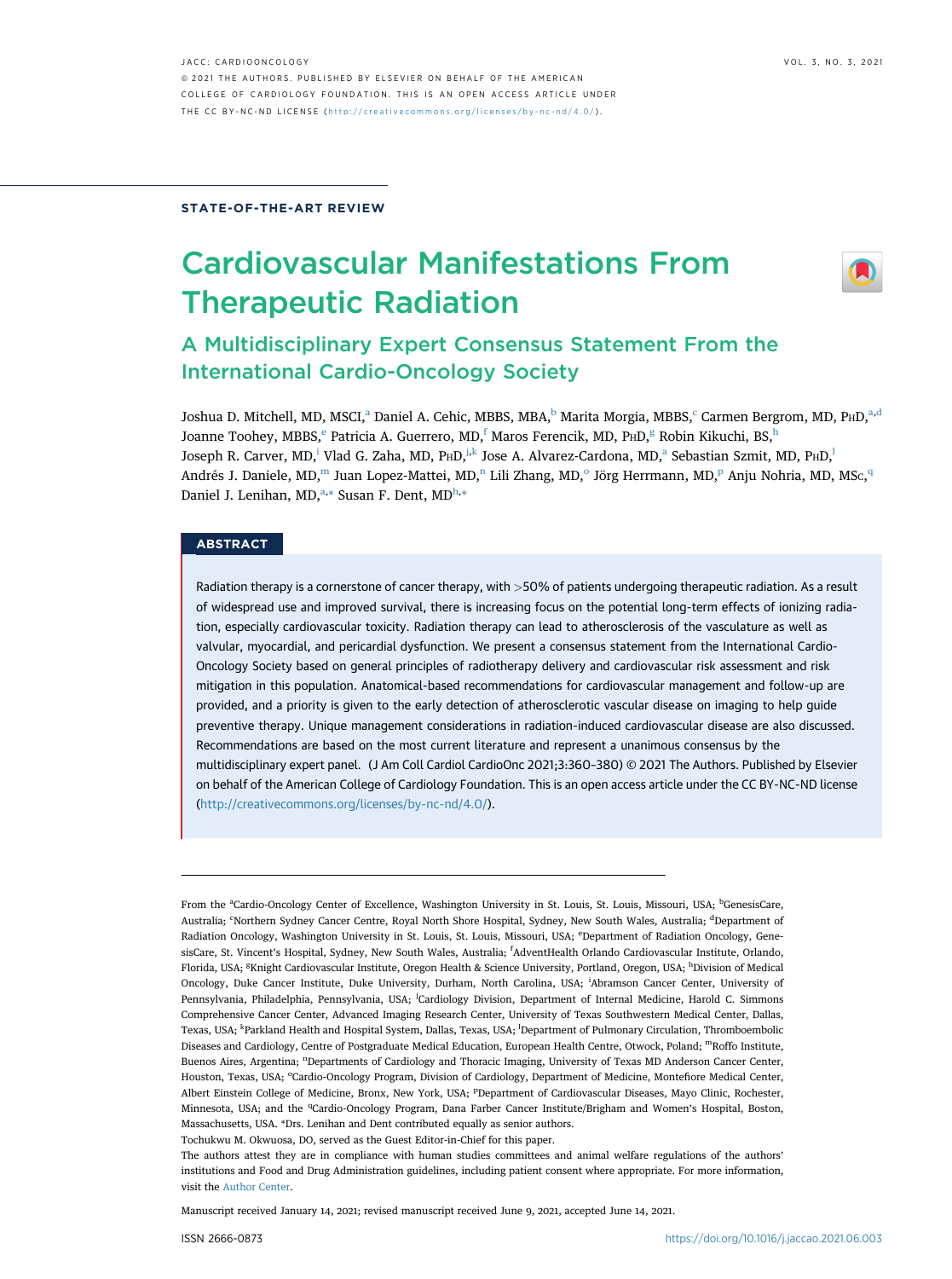STATE-OF-THE-ART REVIEW

# Cardiovascular Manifestations From Therapeutic Radiation

## A Multidisciplinary Expert Consensus Statement From the International Cardio-Oncology Society

Joshua D. Mitchell, MD, MSCI,[a] Daniel A. Cehic, MBBS, MBA,[b] Marita Morgia, MBBS,[c] Carmen Bergrom, MD, PhD,[a,d] Joanne Toohey, MBBS,[e] Patricia A. Guerrero, MD,[f] Maros Ferencik, MD, PhD,[g] Robin Kikuchi, BS,[h] Joseph R. Carver, MD,[i] Vlad G. Zaha, MD, PhD,[j,k] Jose A. Alvarez-Cardona, MD,[a] Sebastian Szmit, MD, PhD,[l] Andrés J. Daniele, MD,[m] Juan Lopez-Mattei, MD,[n] Lili Zhang, MD,[o] Jörg Herrmann, MD,[p] Anju Nohria, MD, MSc,[q] Daniel J. Lenihan, MD,[a,*] Susan F. Dent, MD[h,*]

## ABSTRACT

Radiation therapy is a cornerstone of cancer therapy, with >50% of patients undergoing therapeutic radiation. As a result of widespread use and improved survival, there is increasing focus on the potential long-term effects of ionizing radiation, especially cardiovascular toxicity. Radiation therapy can lead to atherosclerosis of the vasculature as well as valvular, myocardial, and pericardial dysfunction. We present a consensus statement from the International Cardio-Oncology Society based on general principles of radiotherapy delivery and cardiovascular risk assessment and risk mitigation in this population. Anatomical-based recommendations for cardiovascular management and follow-up are provided, and a priority is given to the early detection of atherosclerotic vascular disease on imaging to help guide preventive therapy. Unique management considerations in radiation-induced cardiovascular disease are also discussed. Recommendations are based on the most current literature and represent a unanimous consensus by the multidisciplinary expert panel. (J Am Coll Cardiol CardioOnc 2021;3:360–380) © 2021 The Authors. Published by Elsevier on behalf of the American College of Cardiology Foundation. This is an open access article under the CC BY-NC-ND license (http://creativecommons.org/licenses/by-nc-nd/4.0/).

From the [a]Cardio-Oncology Center of Excellence, Washington University in St. Louis, St. Louis, Missouri, USA; [b]GenesisCare, Australia; [c]Northern Sydney Cancer Centre, Royal North Shore Hospital, Sydney, New South Wales, Australia; [d]Department of Radiation Oncology, Washington University in St. Louis, St. Louis, Missouri, USA; [e]Department of Radiation Oncology, GenesisCare, St. Vincent's Hospital, Sydney, New South Wales, Australia; [f]AdventHealth Orlando Cardiovascular Institute, Orlando, Florida, USA; [g]Knight Cardiovascular Institute, Oregon Health & Science University, Portland, Oregon, USA; [h]Division of Medical Oncology, Duke Cancer Institute, Duke University, Durham, North Carolina, USA; [i]Abramson Cancer Center, University of Pennsylvania, Philadelphia, Pennsylvania, USA; [j]Cardiology Division, Department of Internal Medicine, Harold C. Simmons Comprehensive Cancer Center, Advanced Imaging Research Center, University of Texas Southwestern Medical Center, Dallas, Texas, USA; [k]Parkland Health and Hospital System, Dallas, Texas, USA; [l]Department of Pulmonary Circulation, Thromboembolic Diseases and Cardiology, Centre of Postgraduate Medical Education, European Health Centre, Otwock, Poland; [m]Roffo Institute, Buenos Aires, Argentina; [n]Departments of Cardiology and Thoracic Imaging, University of Texas MD Anderson Cancer Center, Houston, Texas, USA; [o]Cardio-Oncology Program, Division of Cardiology, Department of Medicine, Montefiore Medical Center, Albert Einstein College of Medicine, Bronx, New York, USA; [p]Department of Cardiovascular Diseases, Mayo Clinic, Rochester, Minnesota, USA; and the [q]Cardio-Oncology Program, Dana Farber Cancer Institute/Brigham and Women's Hospital, Boston, Massachusetts, USA. *Drs. Lenihan and Dent contributed equally as senior authors.

Tochukwu M. Okwuosa, DO, served as the Guest Editor-in-Chief for this paper.

The authors attest they are in compliance with human studies committees and animal welfare regulations of the authors' institutions and Food and Drug Administration guidelines, including patient consent where appropriate. For more information, visit the Author Center.

Manuscript received January 14, 2021; revised manuscript received June 9, 2021, accepted June 14, 2021.

ISSN 2666-0873 https://doi.org/10.1016/j.jaccao.2021.06.003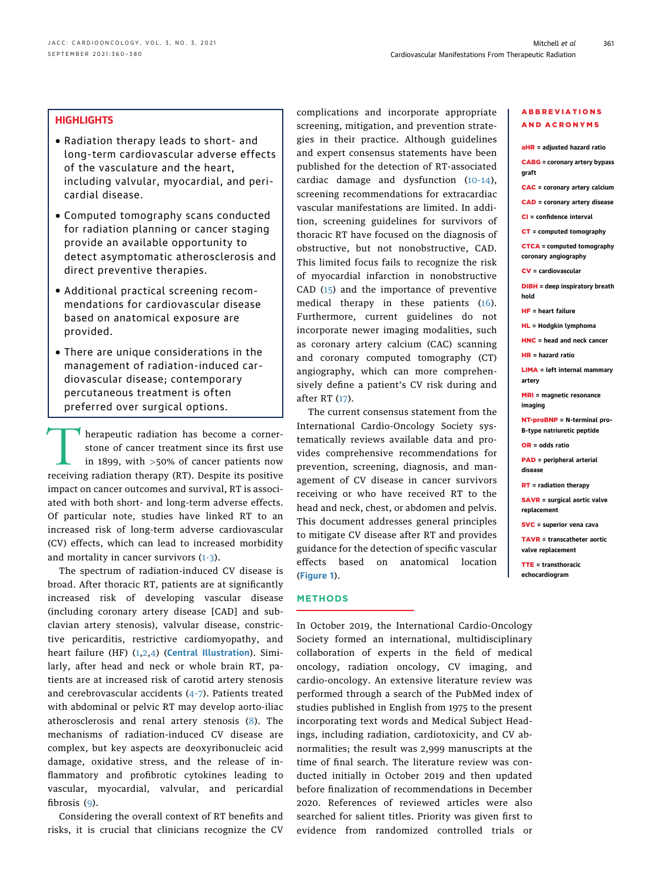## HIGHLIGHTS

- Radiation therapy leads to short- and long-term cardiovascular adverse effects of the vasculature and the heart, including valvular, myocardial, and pericardial disease.
- Computed tomography scans conducted for radiation planning or cancer staging provide an available opportunity to detect asymptomatic atherosclerosis and direct preventive therapies.
- Additional practical screening recommendations for cardiovascular disease based on anatomical exposure are provided.
- There are unique considerations in the management of radiation-induced cardiovascular disease; contemporary percutaneous treatment is often preferred over surgical options.

Therapeutic radiation has become a cornerstone of cancer treatment since its first use in 1899, with >50% of cancer patients now receiving radiation therapy (RT). Despite its positive impact on cancer outcomes and survival, RT is associated with both short- and long-term adverse effects. Of particular note, studies have linked RT to an increased risk of long-term adverse cardiovascular (CV) effects, which can lead to increased morbidity and mortality in cancer survivors (1-3).

The spectrum of radiation-induced CV disease is broad. After thoracic RT, patients are at significantly increased risk of developing vascular disease (including coronary artery disease [CAD] and subclavian artery stenosis), valvular disease, constrictive pericarditis, restrictive cardiomyopathy, and heart failure (HF) (1,2,4) (**Central Illustration**). Similarly, after head and neck or whole brain RT, patients are at increased risk of carotid artery stenosis and cerebrovascular accidents (4-7). Patients treated with abdominal or pelvic RT may develop aorto-iliac atherosclerosis and renal artery stenosis (8). The mechanisms of radiation-induced CV disease are complex, but key aspects are deoxyribonucleic acid damage, oxidative stress, and the release of inflammatory and profibrotic cytokines leading to vascular, myocardial, valvular, and pericardial fibrosis (9).

Considering the overall context of RT benefits and risks, it is crucial that clinicians recognize the CV complications and incorporate appropriate screening, mitigation, and prevention strategies in their practice. Although guidelines and expert consensus statements have been published for the detection of RT-associated cardiac damage and dysfunction (10-14), screening recommendations for extracardiac vascular manifestations are limited. In addition, screening guidelines for survivors of thoracic RT have focused on the diagnosis of obstructive, but not nonobstructive, CAD. This limited focus fails to recognize the risk of myocardial infarction in nonobstructive CAD (15) and the importance of preventive medical therapy in these patients (16). Furthermore, current guidelines do not incorporate newer imaging modalities, such as coronary artery calcium (CAC) scanning and coronary computed tomography (CT) angiography, which can more comprehensively define a patient's CV risk during and after RT (17).

The current consensus statement from the International Cardio-Oncology Society systematically reviews available data and provides comprehensive recommendations for prevention, screening, diagnosis, and management of CV disease in cancer survivors receiving or who have received RT to the head and neck, chest, or abdomen and pelvis. This document addresses general principles to mitigate CV disease after RT and provides guidance for the detection of specific vascular effects based on anatomical location (**Figure 1**).

## ABBREVIATIONS AND ACRONYMS

**aHR** = adjusted hazard ratio
**CABG** = coronary artery bypass graft
**CAC** = coronary artery calcium
**CAD** = coronary artery disease
**CI** = confidence interval
**CT** = computed tomography
**CTCA** = computed tomography coronary angiography
**CV** = cardiovascular
**DIBH** = deep inspiratory breath hold
**HF** = heart failure
**HL** = Hodgkin lymphoma
**HNC** = head and neck cancer
**HR** = hazard ratio
**LIMA** = left internal mammary artery
**MRI** = magnetic resonance imaging
**NT-proBNP** = N-terminal pro-B-type natriuretic peptide
**OR** = odds ratio
**PAD** = peripheral arterial disease
**RT** = radiation therapy
**SAVR** = surgical aortic valve replacement
**SVC** = superior vena cava
**TAVR** = transcatheter aortic valve replacement
**TTE** = transthoracic echocardiogram

## METHODS

In October 2019, the International Cardio-Oncology Society formed an international, multidisciplinary collaboration of experts in the field of medical oncology, radiation oncology, CV imaging, and cardio-oncology. An extensive literature review was performed through a search of the PubMed index of studies published in English from 1975 to the present incorporating text words and Medical Subject Headings, including radiation, cardiotoxicity, and CV abnormalities; the result was 2,999 manuscripts at the time of final search. The literature review was conducted initially in October 2019 and then updated before finalization of recommendations in December 2020. References of reviewed articles were also searched for salient titles. Priority was given first to evidence from randomized controlled trials or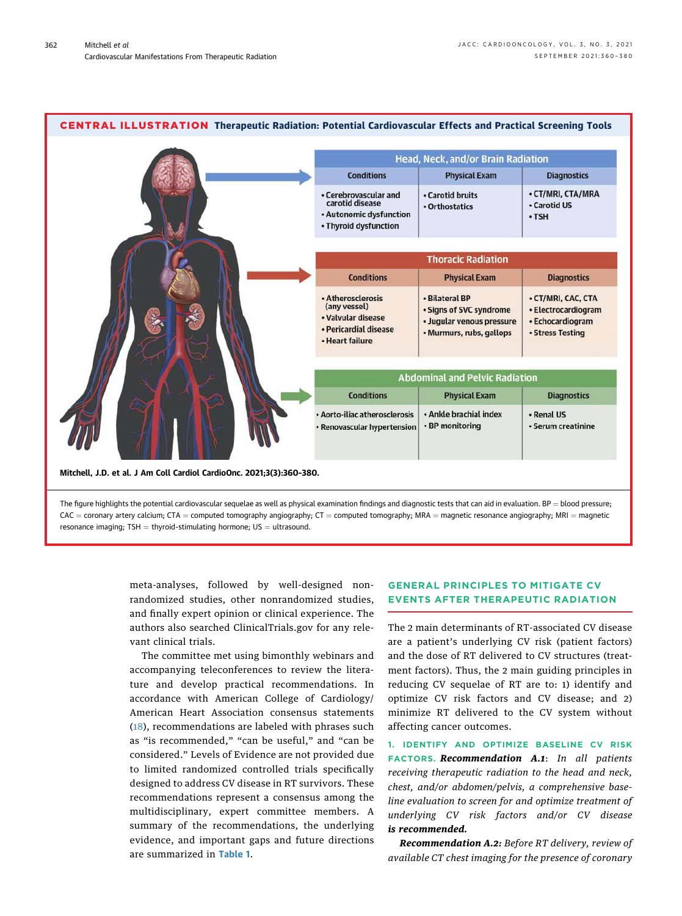**CENTRAL ILLUSTRATION Therapeutic Radiation: Potential Cardiovascular Effects and Practical Screening Tools**

| Head, Neck, and/or Brain Radiation | | |
|---|---|---|
| **Conditions** | **Physical Exam** | **Diagnostics** |
| • Cerebrovascular and carotid disease<br>• Autonomic dysfunction<br>• Thyroid dysfunction | • Carotid bruits<br>• Orthostatics | • CT/MRI, CTA/MRA<br>• Carotid US<br>• TSH |

| Thoracic Radiation | | |
|---|---|---|
| **Conditions** | **Physical Exam** | **Diagnostics** |
| • Atherosclerosis (any vessel)<br>• Valvular disease<br>• Pericardial disease<br>• Heart failure | • Bilateral BP<br>• Signs of SVC syndrome<br>• Jugular venous pressure<br>• Murmurs, rubs, gallops | • CT/MRI, CAC, CTA<br>• Electrocardiogram<br>• Echocardiogram<br>• Stress Testing |

| Abdominal and Pelvic Radiation | | |
|---|---|---|
| **Conditions** | **Physical Exam** | **Diagnostics** |
| • Aorto-iliac atherosclerosis<br>• Renovascular hypertension | • Ankle brachial index<br>• BP monitoring | • Renal US<br>• Serum creatinine |

**Mitchell, J.D. et al. J Am Coll Cardiol CardioOnc. 2021;3(3):360-380.**

The figure highlights the potential cardiovascular sequelae as well as physical examination findings and diagnostic tests that can aid in evaluation. BP = blood pressure; CAC = coronary artery calcium; CTA = computed tomography angiography; CT = computed tomography; MRA = magnetic resonance angiography; MRI = magnetic resonance imaging; TSH = thyroid-stimulating hormone; US = ultrasound.

meta-analyses, followed by well-designed nonrandomized studies, other nonrandomized studies, and finally expert opinion or clinical experience. The authors also searched ClinicalTrials.gov for any relevant clinical trials.

The committee met using bimonthly webinars and accompanying teleconferences to review the literature and develop practical recommendations. In accordance with American College of Cardiology/American Heart Association consensus statements (18), recommendations are labeled with phrases such as "is recommended," "can be useful," and "can be considered." Levels of Evidence are not provided due to limited randomized controlled trials specifically designed to address CV disease in RT survivors. These recommendations represent a consensus among the multidisciplinary, expert committee members. A summary of the recommendations, the underlying evidence, and important gaps and future directions are summarized in Table 1.

## GENERAL PRINCIPLES TO MITIGATE CV EVENTS AFTER THERAPEUTIC RADIATION

The 2 main determinants of RT-associated CV disease are a patient's underlying CV risk (patient factors) and the dose of RT delivered to CV structures (treatment factors). Thus, the 2 main guiding principles in reducing CV sequelae of RT are to: 1) identify and optimize CV risk factors and CV disease; and 2) minimize RT delivered to the CV system without affecting cancer outcomes.

**1. IDENTIFY AND OPTIMIZE BASELINE CV RISK FACTORS.** ***Recommendation A.1***: *In all patients receiving therapeutic radiation to the head and neck, chest, and/or abdomen/pelvis, a comprehensive baseline evaluation to screen for and optimize treatment of underlying CV risk factors and/or CV disease* ***is recommended.***

***Recommendation A.2:*** *Before RT delivery, review of available CT chest imaging for the presence of coronary*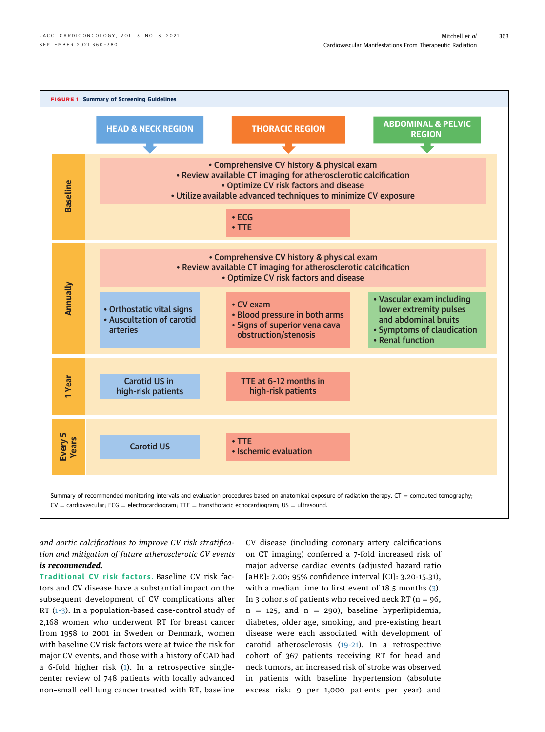**FIGURE 1** Summary of Screening Guidelines

| | HEAD & NECK REGION | THORACIC REGION | ABDOMINAL & PELVIC REGION |
|---|---|---|---|
| Baseline | • Comprehensive CV history & physical exam<br>• Review available CT imaging for atherosclerotic calcification<br>• Optimize CV risk factors and disease<br>• Utilize available advanced techniques to minimize CV exposure | • Comprehensive CV history & physical exam<br>• Review available CT imaging for atherosclerotic calcification<br>• Optimize CV risk factors and disease<br>• Utilize available advanced techniques to minimize CV exposure<br>• ECG<br>• TTE | • Comprehensive CV history & physical exam<br>• Review available CT imaging for atherosclerotic calcification<br>• Optimize CV risk factors and disease<br>• Utilize available advanced techniques to minimize CV exposure |
| Annually | • Comprehensive CV history & physical exam<br>• Review available CT imaging for atherosclerotic calcification<br>• Optimize CV risk factors and disease<br>• Orthostatic vital signs<br>• Auscultation of carotid arteries | • Comprehensive CV history & physical exam<br>• Review available CT imaging for atherosclerotic calcification<br>• Optimize CV risk factors and disease<br>• CV exam<br>• Blood pressure in both arms<br>• Signs of superior vena cava obstruction/stenosis | • Comprehensive CV history & physical exam<br>• Review available CT imaging for atherosclerotic calcification<br>• Optimize CV risk factors and disease<br>• Vascular exam including lower extremity pulses and abdominal bruits<br>• Symptoms of claudication<br>• Renal function |
| 1 Year | Carotid US in high-risk patients | TTE at 6-12 months in high-risk patients | |
| Every 5 Years | Carotid US | • TTE<br>• Ischemic evaluation | |

Summary of recommended monitoring intervals and evaluation procedures based on anatomical exposure of radiation therapy. CT = computed tomography; CV = cardiovascular; ECG = electrocardiogram; TTE = transthoracic echocardiogram; US = ultrasound.

*and aortic calcifications to improve CV risk stratification and mitigation of future atherosclerotic CV events* ***is recommended.***

**Traditional CV risk factors.** Baseline CV risk factors and CV disease have a substantial impact on the subsequent development of CV complications after RT (1-3). In a population-based case-control study of 2,168 women who underwent RT for breast cancer from 1958 to 2001 in Sweden or Denmark, women with baseline CV risk factors were at twice the risk for major CV events, and those with a history of CAD had a 6-fold higher risk (1). In a retrospective single-center review of 748 patients with locally advanced non-small cell lung cancer treated with RT, baseline CV disease (including coronary artery calcifications on CT imaging) conferred a 7-fold increased risk of major adverse cardiac events (adjusted hazard ratio [aHR]: 7.00; 95% confidence interval [CI]: 3.20-15.31), with a median time to first event of 18.5 months (3). In 3 cohorts of patients who received neck RT ($n = 96$, $n = 125$, and $n = 290$), baseline hyperlipidemia, diabetes, older age, smoking, and pre-existing heart disease were each associated with development of carotid atherosclerosis (19-21). In a retrospective cohort of 367 patients receiving RT for head and neck tumors, an increased risk of stroke was observed in patients with baseline hypertension (absolute excess risk: 9 per 1,000 patients per year) and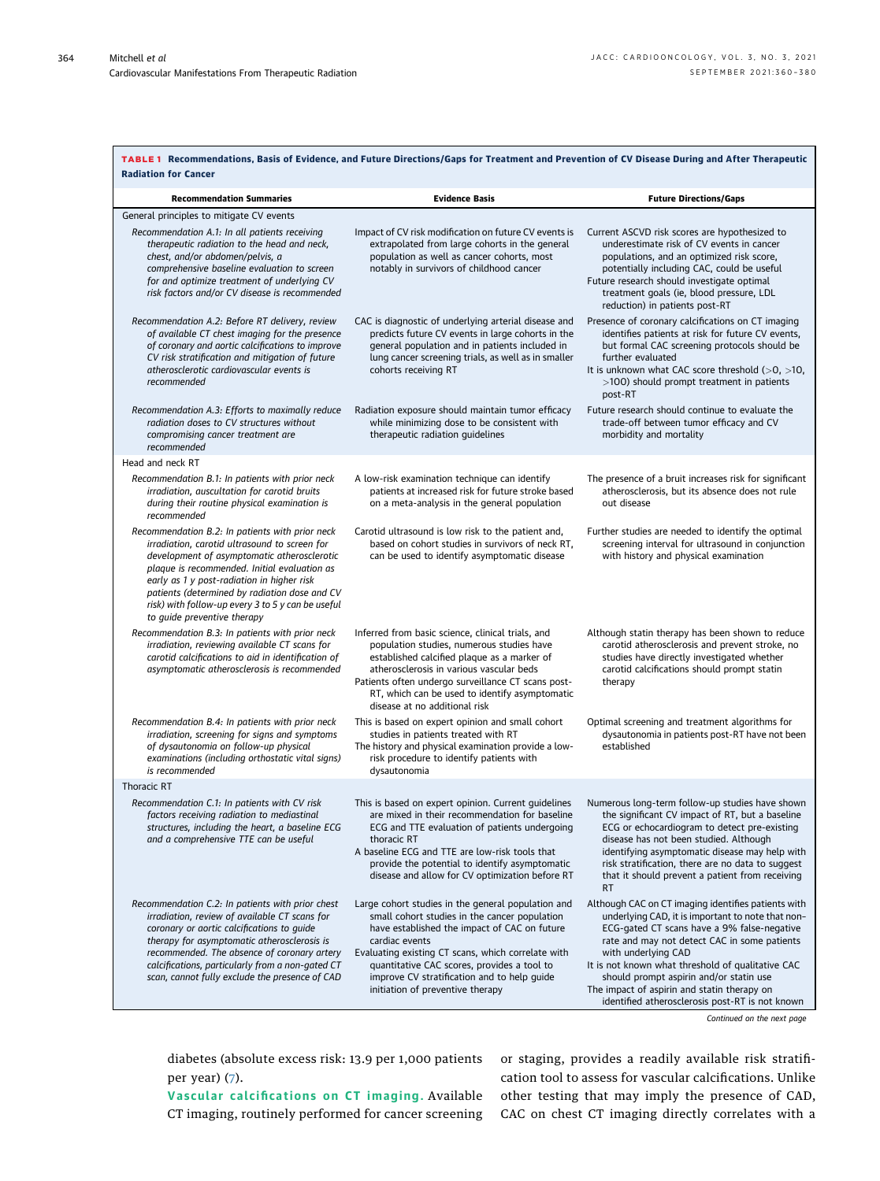**TABLE 1 Recommendations, Basis of Evidence, and Future Directions/Gaps for Treatment and Prevention of CV Disease During and After Therapeutic Radiation for Cancer**

| Recommendation Summaries | Evidence Basis | Future Directions/Gaps |
|---|---|---|
| General principles to mitigate CV events | | |
| *Recommendation A.1: In all patients receiving therapeutic radiation to the head and neck, chest, and/or abdomen/pelvis, a comprehensive baseline evaluation to screen for and optimize treatment of underlying CV risk factors and/or CV disease is recommended* | Impact of CV risk modification on future CV events is extrapolated from large cohorts in the general population as well as cancer cohorts, most notably in survivors of childhood cancer | Current ASCVD risk scores are hypothesized to underestimate risk of CV events in cancer populations, and an optimized risk score, potentially including CAC, could be useful<br>Future research should investigate optimal treatment goals (ie, blood pressure, LDL reduction) in patients post-RT |
| *Recommendation A.2: Before RT delivery, review of available CT chest imaging for the presence of coronary and aortic calcifications to improve CV risk stratification and mitigation of future atherosclerotic cardiovascular events is recommended* | CAC is diagnostic of underlying arterial disease and predicts future CV events in large cohorts in the general population and in patients included in lung cancer screening trials, as well as in smaller cohorts receiving RT | Presence of coronary calcifications on CT imaging identifies patients at risk for future CV events, but formal CAC screening protocols should be further evaluated<br>It is unknown what CAC score threshold (>0, >10, >100) should prompt treatment in patients post-RT |
| *Recommendation A.3: Efforts to maximally reduce radiation doses to CV structures without compromising cancer treatment are recommended* | Radiation exposure should maintain tumor efficacy while minimizing dose to be consistent with therapeutic radiation guidelines | Future research should continue to evaluate the trade-off between tumor efficacy and CV morbidity and mortality |
| Head and neck RT | | |
| *Recommendation B.1: In patients with prior neck irradiation, auscultation for carotid bruits during their routine physical examination is recommended* | A low-risk examination technique can identify patients at increased risk for future stroke based on a meta-analysis in the general population | The presence of a bruit increases risk for significant atherosclerosis, but its absence does not rule out disease |
| *Recommendation B.2: In patients with prior neck irradiation, carotid ultrasound to screen for development of asymptomatic atherosclerotic plaque is recommended. Initial evaluation as early as 1 y post-radiation in higher risk patients (determined by radiation dose and CV risk) with follow-up every 3 to 5 y can be useful to guide preventive therapy* | Carotid ultrasound is low risk to the patient and, based on cohort studies in survivors of neck RT, can be used to identify asymptomatic disease | Further studies are needed to identify the optimal screening interval for ultrasound in conjunction with history and physical examination |
| *Recommendation B.3: In patients with prior neck irradiation, reviewing available CT scans for carotid calcifications to aid in identification of asymptomatic atherosclerosis is recommended* | Inferred from basic science, clinical trials, and population studies, numerous studies have established calcified plaque as a marker of atherosclerosis in various vascular beds<br>Patients often undergo surveillance CT scans post-RT, which can be used to identify asymptomatic disease at no additional risk | Although statin therapy has been shown to reduce carotid atherosclerosis and prevent stroke, no studies have directly investigated whether carotid calcifications should prompt statin therapy |
| *Recommendation B.4: In patients with prior neck irradiation, screening for signs and symptoms of dysautonomia on follow-up physical examinations (including orthostatic vital signs) is recommended* | This is based on expert opinion and small cohort studies in patients treated with RT<br>The history and physical examination provide a low-risk procedure to identify patients with dysautonomia | Optimal screening and treatment algorithms for dysautonomia in patients post-RT have not been established |
| Thoracic RT | | |
| *Recommendation C.1: In patients with CV risk factors receiving radiation to mediastinal structures, including the heart, a baseline ECG and a comprehensive TTE can be useful* | This is based on expert opinion. Current guidelines are mixed in their recommendation for baseline ECG and TTE evaluation of patients undergoing thoracic RT<br>A baseline ECG and TTE are low-risk tools that provide the potential to identify asymptomatic disease and allow for CV optimization before RT | Numerous long-term follow-up studies have shown the significant CV impact of RT, but a baseline ECG or echocardiogram to detect pre-existing disease has not been studied. Although identifying asymptomatic disease may help with risk stratification, there are no data to suggest that it should prevent a patient from receiving RT |
| *Recommendation C.2: In patients with prior chest irradiation, review of available CT scans for coronary or aortic calcifications to guide therapy for asymptomatic atherosclerosis is recommended. The absence of coronary artery calcifications, particularly from a non-gated CT scan, cannot fully exclude the presence of CAD* | Large cohort studies in the general population and small cohort studies in the cancer population have established the impact of CAC on future cardiac events<br>Evaluating existing CT scans, which correlate with quantitative CAC scores, provides a tool to improve CV stratification and to help guide initiation of preventive therapy | Although CAC on CT imaging identifies patients with underlying CAD, it is important to note that non–ECG-gated CT scans have a 9% false-negative rate and may not detect CAC in some patients with underlying CAD<br>It is not known what threshold of qualitative CAC should prompt aspirin and/or statin use<br>The impact of aspirin and statin therapy on identified atherosclerosis post-RT is not known |

*Continued on the next page*

diabetes (absolute excess risk: 13.9 per 1,000 patients per year) (7).

**Vascular calcifications on CT imaging.** Available CT imaging, routinely performed for cancer screening or staging, provides a readily available risk stratification tool to assess for vascular calcifications. Unlike other testing that may imply the presence of CAD, CAC on chest CT imaging directly correlates with a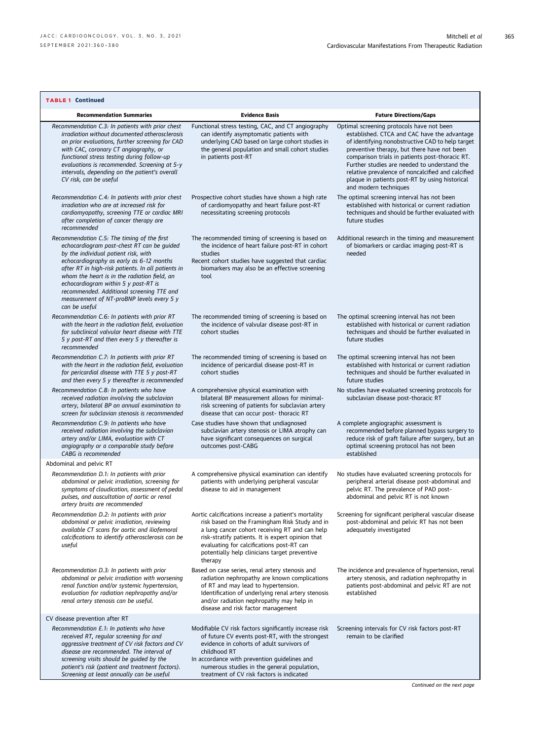**TABLE 1 Continued**

| Recommendation Summaries | Evidence Basis | Future Directions/Gaps |
|---|---|---|
| *Recommendation C.3: In patients with prior chest irradiation without documented atherosclerosis on prior evaluations, further screening for CAD with CAC, coronary CT angiography, or functional stress testing during follow-up evaluations is recommended. Screening at 5-y intervals, depending on the patient's overall CV risk, can be useful* | Functional stress testing, CAC, and CT angiography can identify asymptomatic patients with underlying CAD based on large cohort studies in the general population and small cohort studies in patients post-RT | Optimal screening protocols have not been established. CTCA and CAC have the advantage of identifying nonobstructive CAD to help target preventive therapy, but there have not been comparison trials in patients post-thoracic RT. Further studies are needed to understand the relative prevalence of noncalcified and calcified plaque in patients post-RT by using historical and modern techniques |
| *Recommendation C.4: In patients with prior chest irradiation who are at increased risk for cardiomyopathy, screening TTE or cardiac MRI after completion of cancer therapy are recommended* | Prospective cohort studies have shown a high rate of cardiomyopathy and heart failure post-RT necessitating screening protocols | The optimal screening interval has not been established with historical or current radiation techniques and should be further evaluated with future studies |
| *Recommendation C.5: The timing of the first echocardiogram post-chest RT can be guided by the individual patient risk, with echocardiography as early as 6-12 months after RT in high-risk patients. In all patients in whom the heart is in the radiation field, an echocardiogram within 5 y post-RT is recommended. Additional screening TTE and measurement of NT-proBNP levels every 5 y can be useful* | The recommended timing of screening is based on the incidence of heart failure post-RT in cohort studies<br>Recent cohort studies have suggested that cardiac biomarkers may also be an effective screening tool | Additional research in the timing and measurement of biomarkers or cardiac imaging post-RT is needed |
| *Recommendation C.6: In patients with prior RT with the heart in the radiation field, evaluation for subclinical valvular heart disease with TTE 5 y post-RT and then every 5 y thereafter is recommended* | The recommended timing of screening is based on the incidence of valvular disease post-RT in cohort studies | The optimal screening interval has not been established with historical or current radiation techniques and should be further evaluated in future studies |
| *Recommendation C.7: In patients with prior RT with the heart in the radiation field, evaluation for pericardial disease with TTE 5 y post-RT and then every 5 y thereafter is recommended* | The recommended timing of screening is based on incidence of pericardial disease post-RT in cohort studies | The optimal screening interval has not been established with historical or current radiation techniques and should be further evaluated in future studies |
| *Recommendation C.8: In patients who have received radiation involving the subclavian artery, bilateral BP on annual examination to screen for subclavian stenosis is recommended* | A comprehensive physical examination with bilateral BP measurement allows for minimal-risk screening of patients for subclavian artery disease that can occur post- thoracic RT | No studies have evaluated screening protocols for subclavian disease post-thoracic RT |
| *Recommendation C.9: In patients who have received radiation involving the subclavian artery and/or LIMA, evaluation with CT angiography or a comparable study before CABG is recommended* | Case studies have shown that undiagnosed subclavian artery stenosis or LIMA atrophy can have significant consequences on surgical outcomes post-CABG | A complete angiographic assessment is recommended before planned bypass surgery to reduce risk of graft failure after surgery, but an optimal screening protocol has not been established |
| Abdominal and pelvic RT | | |
| *Recommendation D.1: In patients with prior abdominal or pelvic irradiation, screening for symptoms of claudication, assessment of pedal pulses, and auscultation of aortic or renal artery bruits are recommended* | A comprehensive physical examination can identify patients with underlying peripheral vascular disease to aid in management | No studies have evaluated screening protocols for peripheral arterial disease post-abdominal and pelvic RT. The prevalence of PAD post-abdominal and pelvic RT is not known |
| *Recommendation D.2: In patients with prior abdominal or pelvic irradiation, reviewing available CT scans for aortic and iliofemoral calcifications to identify atherosclerosis can be useful* | Aortic calcifications increase a patient's mortality risk based on the Framingham Risk Study and in a lung cancer cohort receiving RT and can help risk-stratify patients. It is expert opinion that evaluating for calcifications post-RT can potentially help clinicians target preventive therapy | Screening for significant peripheral vascular disease post-abdominal and pelvic RT has not been adequately investigated |
| *Recommendation D.3: In patients with prior abdominal or pelvic irradiation with worsening renal function and/or systemic hypertension, evaluation for radiation nephropathy and/or renal artery stenosis can be useful.* | Based on case series, renal artery stenosis and radiation nephropathy are known complications of RT and may lead to hypertension. Identification of underlying renal artery stenosis and/or radiation nephropathy may help in disease and risk factor management | The incidence and prevalence of hypertension, renal artery stenosis, and radiation nephropathy in patients post-abdominal and pelvic RT are not established |
| CV disease prevention after RT | | |
| *Recommendation E.1: In patients who have received RT, regular screening for and aggressive treatment of CV risk factors and CV disease are recommended. The interval of screening visits should be guided by the patient's risk (patient and treatment factors). Screening at least annually can be useful* | Modifiable CV risk factors significantly increase risk of future CV events post-RT, with the strongest evidence in cohorts of adult survivors of childhood RT<br>In accordance with prevention guidelines and numerous studies in the general population, treatment of CV risk factors is indicated | Screening intervals for CV risk factors post-RT remain to be clarified |

*Continued on the next page*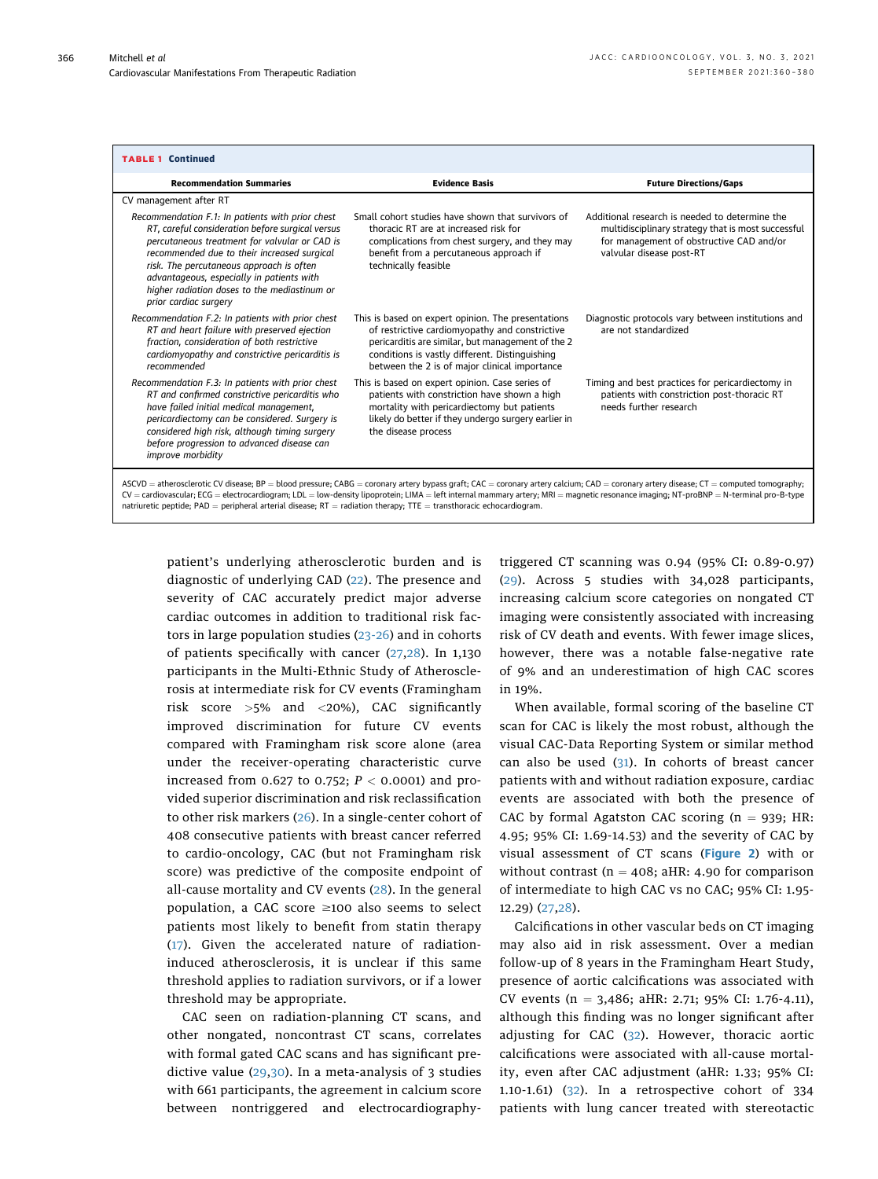**TABLE 1 Continued**

| Recommendation Summaries | Evidence Basis | Future Directions/Gaps |
|---|---|---|
| CV management after RT | | |
| *Recommendation F.1: In patients with prior chest RT, careful consideration before surgical versus percutaneous treatment for valvular or CAD is recommended due to their increased surgical risk. The percutaneous approach is often advantageous, especially in patients with higher radiation doses to the mediastinum or prior cardiac surgery* | Small cohort studies have shown that survivors of thoracic RT are at increased risk for complications from chest surgery, and they may benefit from a percutaneous approach if technically feasible | Additional research is needed to determine the multidisciplinary strategy that is most successful for management of obstructive CAD and/or valvular disease post-RT |
| *Recommendation F.2: In patients with prior chest RT and heart failure with preserved ejection fraction, consideration of both restrictive cardiomyopathy and constrictive pericarditis is recommended* | This is based on expert opinion. The presentations of restrictive cardiomyopathy and constrictive pericarditis are similar, but management of the 2 conditions is vastly different. Distinguishing between the 2 is of major clinical importance | Diagnostic protocols vary between institutions and are not standardized |
| *Recommendation F.3: In patients with prior chest RT and confirmed constrictive pericarditis who have failed initial medical management, pericardiectomy can be considered. Surgery is considered high risk, although timing surgery before progression to advanced disease can improve morbidity* | This is based on expert opinion. Case series of patients with constriction have shown a high mortality with pericardiectomy but patients likely do better if they undergo surgery earlier in the disease process | Timing and best practices for pericardiectomy in patients with constriction post-thoracic RT needs further research |

ASCVD = atherosclerotic CV disease; BP = blood pressure; CABG = coronary artery bypass graft; CAC = coronary artery calcium; CAD = coronary artery disease; CT = computed tomography; CV = cardiovascular; ECG = electrocardiogram; LDL = low-density lipoprotein; LIMA = left internal mammary artery; MRI = magnetic resonance imaging; NT-proBNP = N-terminal pro-B-type natriuretic peptide; PAD = peripheral arterial disease; RT = radiation therapy; TTE = transthoracic echocardiogram.

patient's underlying atherosclerotic burden and is diagnostic of underlying CAD (22). The presence and severity of CAC accurately predict major adverse cardiac outcomes in addition to traditional risk factors in large population studies (23-26) and in cohorts of patients specifically with cancer (27,28). In 1,130 participants in the Multi-Ethnic Study of Atherosclerosis at intermediate risk for CV events (Framingham risk score >5% and <20%), CAC significantly improved discrimination for future CV events compared with Framingham risk score alone (area under the receiver-operating characteristic curve increased from 0.627 to 0.752; $P < 0.0001$) and provided superior discrimination and risk reclassification to other risk markers (26). In a single-center cohort of 408 consecutive patients with breast cancer referred to cardio-oncology, CAC (but not Framingham risk score) was predictive of the composite endpoint of all-cause mortality and CV events (28). In the general population, a CAC score ≥100 also seems to select patients most likely to benefit from statin therapy (17). Given the accelerated nature of radiation-induced atherosclerosis, it is unclear if this same threshold applies to radiation survivors, or if a lower threshold may be appropriate.

CAC seen on radiation-planning CT scans, and other nongated, noncontrast CT scans, correlates with formal gated CAC scans and has significant predictive value (29,30). In a meta-analysis of 3 studies with 661 participants, the agreement in calcium score between nontriggered and electrocardiography-triggered CT scanning was 0.94 (95% CI: 0.89-0.97) (29). Across 5 studies with 34,028 participants, increasing calcium score categories on nongated CT imaging were consistently associated with increasing risk of CV death and events. With fewer image slices, however, there was a notable false-negative rate of 9% and an underestimation of high CAC scores in 19%.

When available, formal scoring of the baseline CT scan for CAC is likely the most robust, although the visual CAC-Data Reporting System or similar method can also be used (31). In cohorts of breast cancer patients with and without radiation exposure, cardiac events are associated with both the presence of CAC by formal Agatston CAC scoring (n = 939; HR: 4.95; 95% CI: 1.69-14.53) and the severity of CAC by visual assessment of CT scans (**Figure 2**) with or without contrast (n = 408; aHR: 4.90 for comparison of intermediate to high CAC vs no CAC; 95% CI: 1.95-12.29) (27,28).

Calcifications in other vascular beds on CT imaging may also aid in risk assessment. Over a median follow-up of 8 years in the Framingham Heart Study, presence of aortic calcifications was associated with CV events (n = 3,486; aHR: 2.71; 95% CI: 1.76-4.11), although this finding was no longer significant after adjusting for CAC (32). However, thoracic aortic calcifications were associated with all-cause mortality, even after CAC adjustment (aHR: 1.33; 95% CI: 1.10-1.61) (32). In a retrospective cohort of 334 patients with lung cancer treated with stereotactic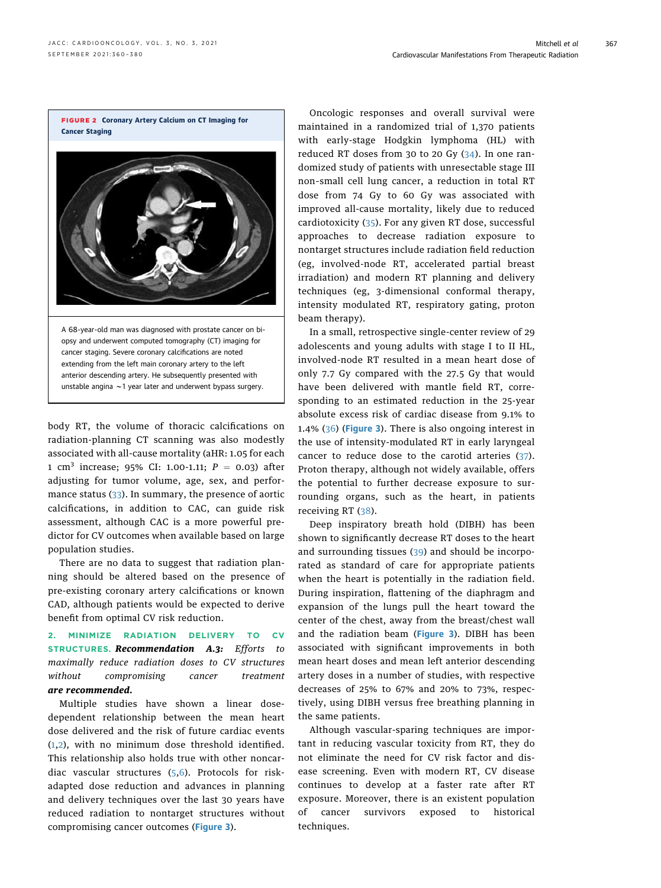**FIGURE 2 Coronary Artery Calcium on CT Imaging for Cancer Staging**

A 68-year-old man was diagnosed with prostate cancer on biopsy and underwent computed tomography (CT) imaging for cancer staging. Severe coronary calcifications are noted extending from the left main coronary artery to the left anterior descending artery. He subsequently presented with unstable angina ~1 year later and underwent bypass surgery.

body RT, the volume of thoracic calcifications on radiation-planning CT scanning was also modestly associated with all-cause mortality (aHR: 1.05 for each 1 $cm^3$ increase; 95% CI: 1.00-1.11; $P = 0.03$) after adjusting for tumor volume, age, sex, and performance status (33). In summary, the presence of aortic calcifications, in addition to CAC, can guide risk assessment, although CAC is a more powerful predictor for CV outcomes when available based on large population studies.

There are no data to suggest that radiation planning should be altered based on the presence of pre-existing coronary artery calcifications or known CAD, although patients would be expected to derive benefit from optimal CV risk reduction.

**2. MINIMIZE RADIATION DELIVERY TO CV STRUCTURES.** ***Recommendation A.3:*** *Efforts to maximally reduce radiation doses to CV structures without compromising cancer treatment* ***are recommended.***

Multiple studies have shown a linear dose-dependent relationship between the mean heart dose delivered and the risk of future cardiac events (1,2), with no minimum dose threshold identified. This relationship also holds true with other noncardiac vascular structures (5,6). Protocols for risk-adapted dose reduction and advances in planning and delivery techniques over the last 30 years have reduced radiation to nontarget structures without compromising cancer outcomes (Figure 3).

Oncologic responses and overall survival were maintained in a randomized trial of 1,370 patients with early-stage Hodgkin lymphoma (HL) with reduced RT doses from 30 to 20 Gy (34). In one randomized study of patients with unresectable stage III non-small cell lung cancer, a reduction in total RT dose from 74 Gy to 60 Gy was associated with improved all-cause mortality, likely due to reduced cardiotoxicity (35). For any given RT dose, successful approaches to decrease radiation exposure to nontarget structures include radiation field reduction (eg, involved-node RT, accelerated partial breast irradiation) and modern RT planning and delivery techniques (eg, 3-dimensional conformal therapy, intensity modulated RT, respiratory gating, proton beam therapy).

In a small, retrospective single-center review of 29 adolescents and young adults with stage I to II HL, involved-node RT resulted in a mean heart dose of only 7.7 Gy compared with the 27.5 Gy that would have been delivered with mantle field RT, corresponding to an estimated reduction in the 25-year absolute excess risk of cardiac disease from 9.1% to 1.4% (36) (Figure 3). There is also ongoing interest in the use of intensity-modulated RT in early laryngeal cancer to reduce dose to the carotid arteries (37). Proton therapy, although not widely available, offers the potential to further decrease exposure to surrounding organs, such as the heart, in patients receiving RT (38).

Deep inspiratory breath hold (DIBH) has been shown to significantly decrease RT doses to the heart and surrounding tissues (39) and should be incorporated as standard of care for appropriate patients when the heart is potentially in the radiation field. During inspiration, flattening of the diaphragm and expansion of the lungs pull the heart toward the center of the chest, away from the breast/chest wall and the radiation beam (Figure 3). DIBH has been associated with significant improvements in both mean heart doses and mean left anterior descending artery doses in a number of studies, with respective decreases of 25% to 67% and 20% to 73%, respectively, using DIBH versus free breathing planning in the same patients.

Although vascular-sparing techniques are important in reducing vascular toxicity from RT, they do not eliminate the need for CV risk factor and disease screening. Even with modern RT, CV disease continues to develop at a faster rate after RT exposure. Moreover, there is an existent population of cancer survivors exposed to historical techniques.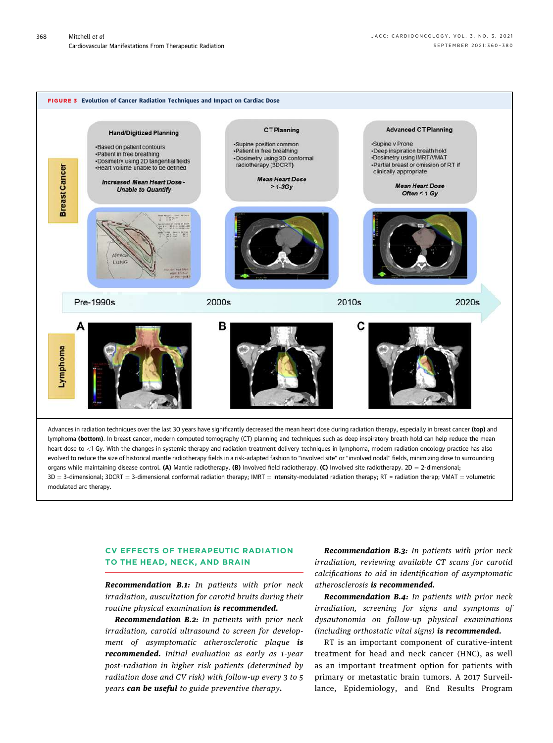**FIGURE 3 Evolution of Cancer Radiation Techniques and Impact on Cardiac Dose**

Breast Cancer

**Hand/Digitized Planning**

- Based on patient contours
- Patient in free breathing
- Dosimetry using 2D tangential fields
- Heart volume unable to be defined

***Increased Mean Heart Dose - Unable to Quantify***

**CT Planning**

- Supine position common
- Patient in free breathing
- Dosimetry using 3D conformal radiotherapy (3DCRT)

***Mean Heart Dose > 1-3Gy***

**Advanced CT Planning**

- Supine v Prone
- Deep inspiration breath hold
- Dosimetry using IMRT/VMAT
- Partial breast or omission of RT if clinically appropriate

***Mean Heart Dose Often < 1 Gy***

Pre-1990s | 2000s | 2010s | 2020s

Lymphoma

A | B | C

Advances in radiation techniques over the last 30 years have significantly decreased the mean heart dose during radiation therapy, especially in breast cancer **(top)** and lymphoma **(bottom)**. In breast cancer, modern computed tomography (CT) planning and techniques such as deep inspiratory breath hold can help reduce the mean heart dose to <1 Gy. With the changes in systemic therapy and radiation treatment delivery techniques in lymphoma, modern radiation oncology practice has also evolved to reduce the size of historical mantle radiotherapy fields in a risk-adapted fashion to "involved site" or "involved nodal" fields, minimizing dose to surrounding organs while maintaining disease control. **(A)** Mantle radiotherapy. **(B)** Involved field radiotherapy. **(C)** Involved site radiotherapy. 2D = 2-dimensional; 3D = 3-dimensional; 3DCRT = 3-dimensional conformal radiation therapy; IMRT = intensity-modulated radiation therapy; RT = radiation therap; VMAT = volumetric modulated arc therapy.

## CV EFFECTS OF THERAPEUTIC RADIATION TO THE HEAD, NECK, AND BRAIN

***Recommendation B.1:*** *In patients with prior neck irradiation, auscultation for carotid bruits during their routine physical examination* ***is recommended.***

***Recommendation B.2:*** *In patients with prior neck irradiation, carotid ultrasound to screen for development of asymptomatic atherosclerotic plaque* ***is recommended.*** *Initial evaluation as early as 1-year post-radiation in higher risk patients (determined by radiation dose and CV risk) with follow-up every 3 to 5 years* ***can be useful*** *to guide preventive therapy.*

***Recommendation B.3:*** *In patients with prior neck irradiation, reviewing available CT scans for carotid calcifications to aid in identification of asymptomatic atherosclerosis* ***is recommended.***

***Recommendation B.4:*** *In patients with prior neck irradiation, screening for signs and symptoms of dysautonomia on follow-up physical examinations (including orthostatic vital signs)* ***is recommended.***

RT is an important component of curative-intent treatment for head and neck cancer (HNC), as well as an important treatment option for patients with primary or metastatic brain tumors. A 2017 Surveillance, Epidemiology, and End Results Program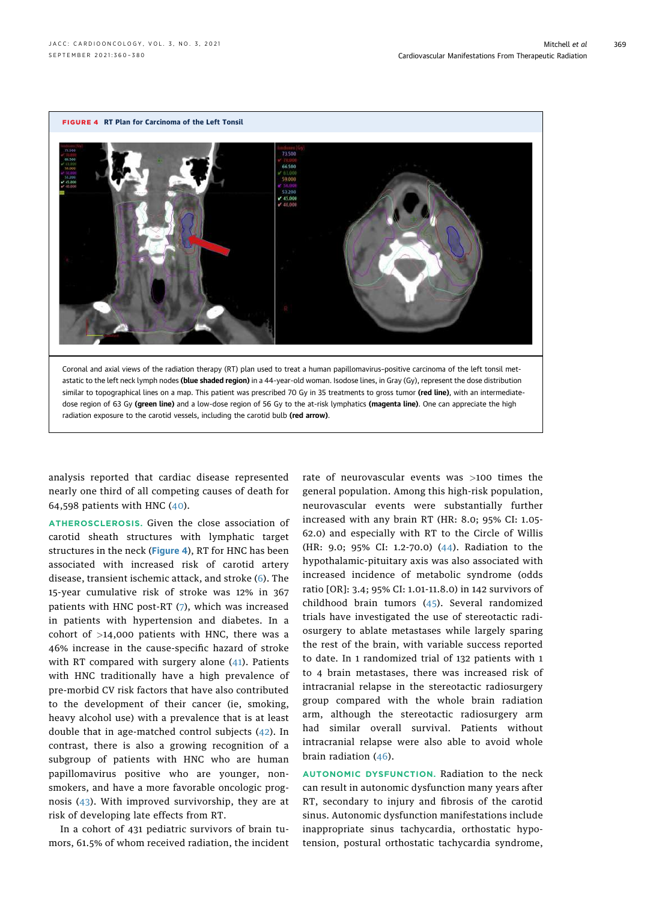**FIGURE 4 RT Plan for Carcinoma of the Left Tonsil**

Coronal and axial views of the radiation therapy (RT) plan used to treat a human papillomavirus-positive carcinoma of the left tonsil metastatic to the left neck lymph nodes **(blue shaded region)** in a 44-year-old woman. Isodose lines, in Gray (Gy), represent the dose distribution similar to topographical lines on a map. This patient was prescribed 70 Gy in 35 treatments to gross tumor **(red line)**, with an intermediate-dose region of 63 Gy **(green line)** and a low-dose region of 56 Gy to the at-risk lymphatics **(magenta line)**. One can appreciate the high radiation exposure to the carotid vessels, including the carotid bulb **(red arrow)**.

analysis reported that cardiac disease represented nearly one third of all competing causes of death for 64,598 patients with HNC (40).

**ATHEROSCLEROSIS.** Given the close association of carotid sheath structures with lymphatic target structures in the neck (Figure 4), RT for HNC has been associated with increased risk of carotid artery disease, transient ischemic attack, and stroke (6). The 15-year cumulative risk of stroke was 12% in 367 patients with HNC post-RT (7), which was increased in patients with hypertension and diabetes. In a cohort of >14,000 patients with HNC, there was a 46% increase in the cause-specific hazard of stroke with RT compared with surgery alone (41). Patients with HNC traditionally have a high prevalence of pre-morbid CV risk factors that have also contributed to the development of their cancer (ie, smoking, heavy alcohol use) with a prevalence that is at least double that in age-matched control subjects (42). In contrast, there is also a growing recognition of a subgroup of patients with HNC who are human papillomavirus positive who are younger, nonsmokers, and have a more favorable oncologic prognosis (43). With improved survivorship, they are at risk of developing late effects from RT.

In a cohort of 431 pediatric survivors of brain tumors, 61.5% of whom received radiation, the incident rate of neurovascular events was >100 times the general population. Among this high-risk population, neurovascular events were substantially further increased with any brain RT (HR: 8.0; 95% CI: 1.05-62.0) and especially with RT to the Circle of Willis (HR: 9.0; 95% CI: 1.2-70.0) (44). Radiation to the hypothalamic-pituitary axis was also associated with increased incidence of metabolic syndrome (odds ratio [OR]: 3.4; 95% CI: 1.01-11.8.0) in 142 survivors of childhood brain tumors (45). Several randomized trials have investigated the use of stereotactic radiosurgery to ablate metastases while largely sparing the rest of the brain, with variable success reported to date. In 1 randomized trial of 132 patients with 1 to 4 brain metastases, there was increased risk of intracranial relapse in the stereotactic radiosurgery group compared with the whole brain radiation arm, although the stereotactic radiosurgery arm had similar overall survival. Patients without intracranial relapse were also able to avoid whole brain radiation (46).

**AUTONOMIC DYSFUNCTION.** Radiation to the neck can result in autonomic dysfunction many years after RT, secondary to injury and fibrosis of the carotid sinus. Autonomic dysfunction manifestations include inappropriate sinus tachycardia, orthostatic hypotension, postural orthostatic tachycardia syndrome,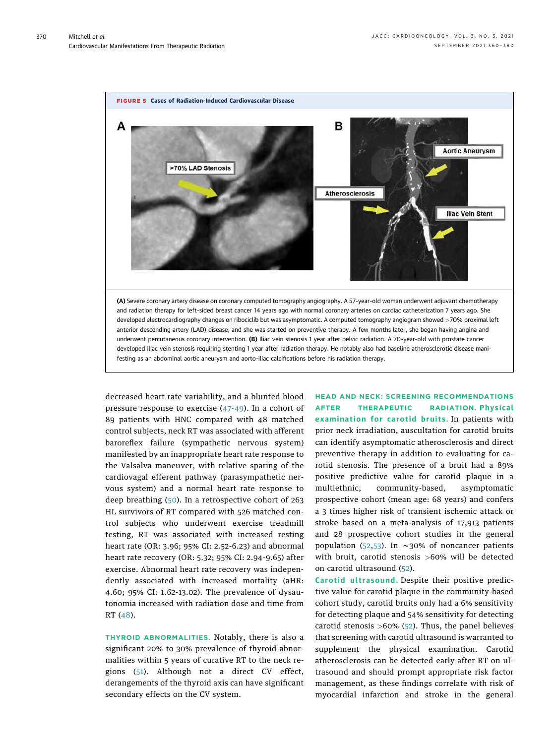**FIGURE 5 Cases of Radiation-Induced Cardiovascular Disease**

**(A)** Severe coronary artery disease on coronary computed tomography angiography. A 57-year-old woman underwent adjuvant chemotherapy and radiation therapy for left-sided breast cancer 14 years ago with normal coronary arteries on cardiac catheterization 7 years ago. She developed electrocardiography changes on ribociclib but was asymptomatic. A computed tomography angiogram showed >70% proximal left anterior descending artery (LAD) disease, and she was started on preventive therapy. A few months later, she began having angina and underwent percutaneous coronary intervention. **(B)** Iliac vein stenosis 1 year after pelvic radiation. A 70-year-old with prostate cancer developed iliac vein stenosis requiring stenting 1 year after radiation therapy. He notably also had baseline atherosclerotic disease manifesting as an abdominal aortic aneurysm and aorto-iliac calcifications before his radiation therapy.

decreased heart rate variability, and a blunted blood pressure response to exercise (47-49). In a cohort of 89 patients with HNC compared with 48 matched control subjects, neck RT was associated with afferent baroreflex failure (sympathetic nervous system) manifested by an inappropriate heart rate response to the Valsalva maneuver, with relative sparing of the cardiovagal efferent pathway (parasympathetic nervous system) and a normal heart rate response to deep breathing (50). In a retrospective cohort of 263 HL survivors of RT compared with 526 matched control subjects who underwent exercise treadmill testing, RT was associated with increased resting heart rate (OR: 3.96; 95% CI: 2.52-6.23) and abnormal heart rate recovery (OR: 5.32; 95% CI: 2.94-9.65) after exercise. Abnormal heart rate recovery was independently associated with increased mortality (aHR: 4.60; 95% CI: 1.62-13.02). The prevalence of dysautonomia increased with radiation dose and time from RT (48).

**THYROID ABNORMALITIES.** Notably, there is also a significant 20% to 30% prevalence of thyroid abnormalities within 5 years of curative RT to the neck regions (51). Although not a direct CV effect, derangements of the thyroid axis can have significant secondary effects on the CV system.

**HEAD AND NECK: SCREENING RECOMMENDATIONS AFTER THERAPEUTIC RADIATION. Physical examination for carotid bruits.** In patients with prior neck irradiation, auscultation for carotid bruits can identify asymptomatic atherosclerosis and direct preventive therapy in addition to evaluating for carotid stenosis. The presence of a bruit had a 89% positive predictive value for carotid plaque in a multiethnic, community-based, asymptomatic prospective cohort (mean age: 68 years) and confers a 3 times higher risk of transient ischemic attack or stroke based on a meta-analysis of 17,913 patients and 28 prospective cohort studies in the general population (52,53). In ~30% of noncancer patients with bruit, carotid stenosis >60% will be detected on carotid ultrasound (52).

**Carotid ultrasound.** Despite their positive predictive value for carotid plaque in the community-based cohort study, carotid bruits only had a 6% sensitivity for detecting plaque and 54% sensitivity for detecting carotid stenosis >60% (52). Thus, the panel believes that screening with carotid ultrasound is warranted to supplement the physical examination. Carotid atherosclerosis can be detected early after RT on ultrasound and should prompt appropriate risk factor management, as these findings correlate with risk of myocardial infarction and stroke in the general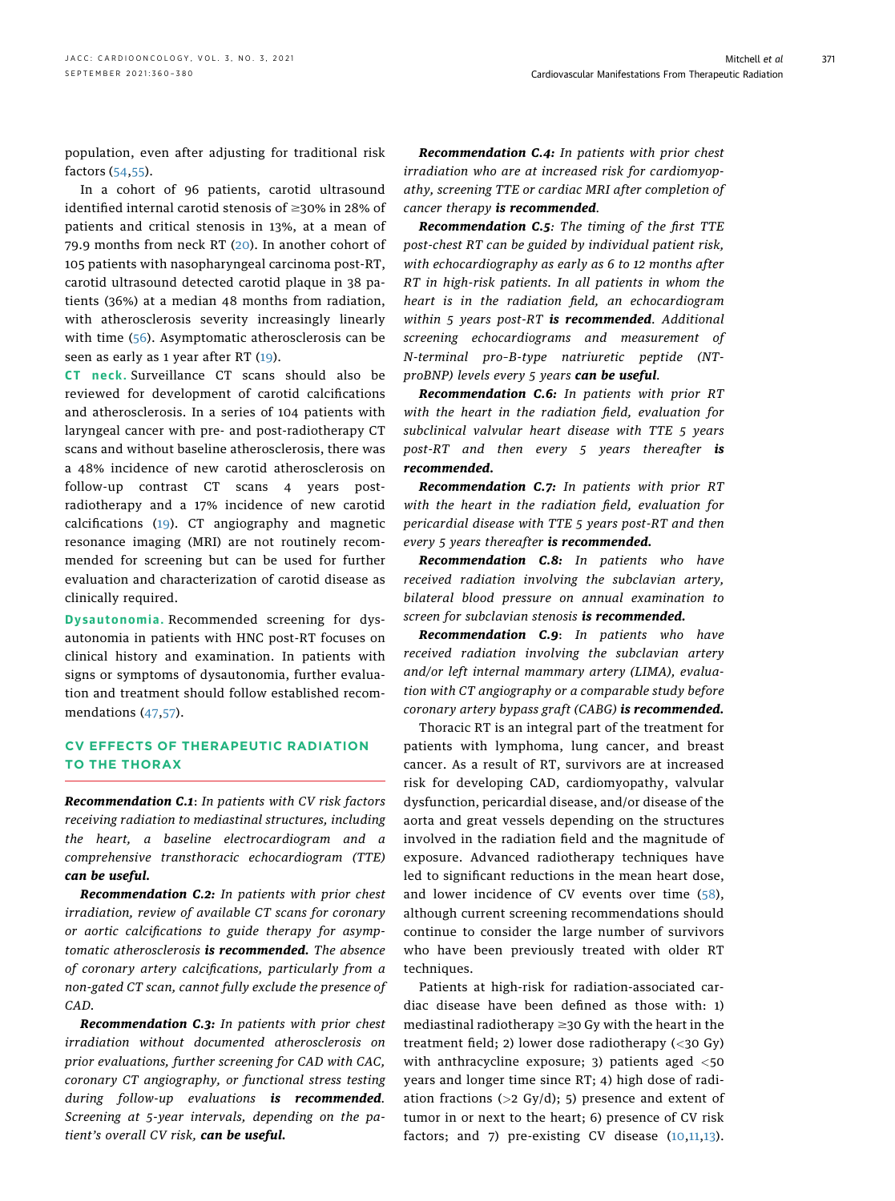population, even after adjusting for traditional risk factors (54,55).

In a cohort of 96 patients, carotid ultrasound identified internal carotid stenosis of ≥30% in 28% of patients and critical stenosis in 13%, at a mean of 79.9 months from neck RT (20). In another cohort of 105 patients with nasopharyngeal carcinoma post-RT, carotid ultrasound detected carotid plaque in 38 patients (36%) at a median 48 months from radiation, with atherosclerosis severity increasingly linearly with time (56). Asymptomatic atherosclerosis can be seen as early as 1 year after RT (19).

**CT neck.** Surveillance CT scans should also be reviewed for development of carotid calcifications and atherosclerosis. In a series of 104 patients with laryngeal cancer with pre- and post-radiotherapy CT scans and without baseline atherosclerosis, there was a 48% incidence of new carotid atherosclerosis on follow-up contrast CT scans 4 years post-radiotherapy and a 17% incidence of new carotid calcifications (19). CT angiography and magnetic resonance imaging (MRI) are not routinely recommended for screening but can be used for further evaluation and characterization of carotid disease as clinically required.

**Dysautonomia.** Recommended screening for dysautonomia in patients with HNC post-RT focuses on clinical history and examination. In patients with signs or symptoms of dysautonomia, further evaluation and treatment should follow established recommendations (47,57).

## CV EFFECTS OF THERAPEUTIC RADIATION TO THE THORAX

***Recommendation C.1***: *In patients with CV risk factors receiving radiation to mediastinal structures, including the heart, a baseline electrocardiogram and a comprehensive transthoracic echocardiogram (TTE)* ***can be useful.***

***Recommendation C.2:*** *In patients with prior chest irradiation, review of available CT scans for coronary or aortic calcifications to guide therapy for asymptomatic atherosclerosis* ***is recommended.*** *The absence of coronary artery calcifications, particularly from a non-gated CT scan, cannot fully exclude the presence of CAD.*

***Recommendation C.3:*** *In patients with prior chest irradiation without documented atherosclerosis on prior evaluations, further screening for CAD with CAC, coronary CT angiography, or functional stress testing during follow-up evaluations* ***is recommended.*** *Screening at 5-year intervals, depending on the patient's overall CV risk,* ***can be useful.***

***Recommendation C.4:*** *In patients with prior chest irradiation who are at increased risk for cardiomyopathy, screening TTE or cardiac MRI after completion of cancer therapy* ***is recommended.***

***Recommendation C.5****: The timing of the first TTE post-chest RT can be guided by individual patient risk, with echocardiography as early as 6 to 12 months after RT in high-risk patients. In all patients in whom the heart is in the radiation field, an echocardiogram within 5 years post-RT* ***is recommended.*** *Additional screening echocardiograms and measurement of N-terminal pro–B-type natriuretic peptide (NT-proBNP) levels every 5 years* ***can be useful.***

***Recommendation C.6:*** *In patients with prior RT with the heart in the radiation field, evaluation for subclinical valvular heart disease with TTE 5 years post-RT and then every 5 years thereafter* ***is recommended.***

***Recommendation C.7:*** *In patients with prior RT with the heart in the radiation field, evaluation for pericardial disease with TTE 5 years post-RT and then every 5 years thereafter* ***is recommended.***

***Recommendation C.8:*** *In patients who have received radiation involving the subclavian artery, bilateral blood pressure on annual examination to screen for subclavian stenosis* ***is recommended.***

***Recommendation C.9****: In patients who have received radiation involving the subclavian artery and/or left internal mammary artery (LIMA), evaluation with CT angiography or a comparable study before coronary artery bypass graft (CABG)* ***is recommended.***

Thoracic RT is an integral part of the treatment for patients with lymphoma, lung cancer, and breast cancer. As a result of RT, survivors are at increased risk for developing CAD, cardiomyopathy, valvular dysfunction, pericardial disease, and/or disease of the aorta and great vessels depending on the structures involved in the radiation field and the magnitude of exposure. Advanced radiotherapy techniques have led to significant reductions in the mean heart dose, and lower incidence of CV events over time (58), although current screening recommendations should continue to consider the large number of survivors who have been previously treated with older RT techniques.

Patients at high-risk for radiation-associated cardiac disease have been defined as those with: 1) mediastinal radiotherapy ≥30 Gy with the heart in the treatment field; 2) lower dose radiotherapy (<30 Gy) with anthracycline exposure; 3) patients aged <50 years and longer time since RT; 4) high dose of radiation fractions (>2 Gy/d); 5) presence and extent of tumor in or next to the heart; 6) presence of CV risk factors; and 7) pre-existing CV disease (10,11,13).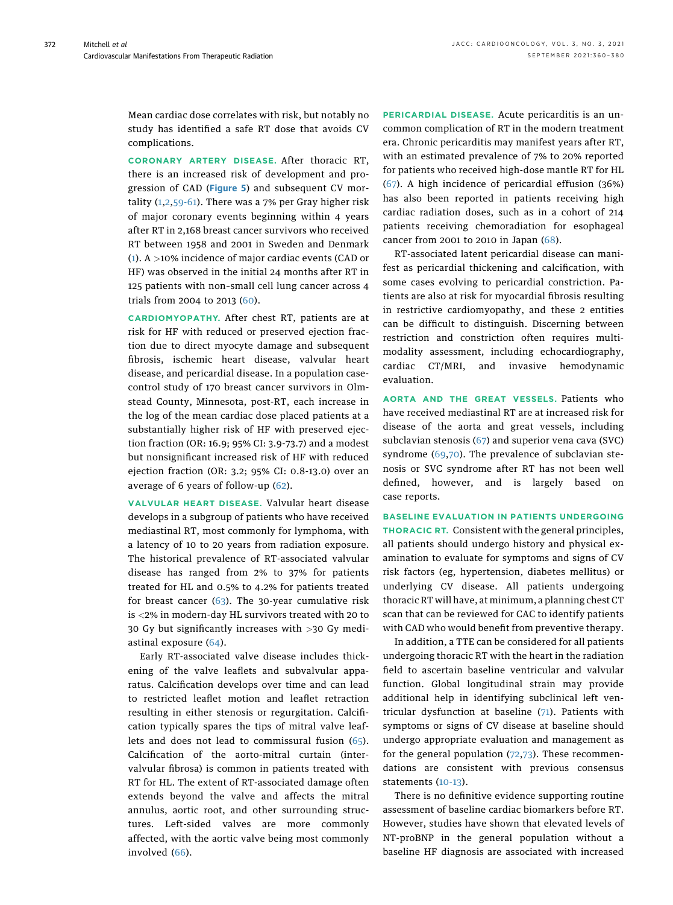Mean cardiac dose correlates with risk, but notably no study has identified a safe RT dose that avoids CV complications.

**CORONARY ARTERY DISEASE.** After thoracic RT, there is an increased risk of development and progression of CAD (**Figure 5**) and subsequent CV mortality (1,2,59-61). There was a 7% per Gray higher risk of major coronary events beginning within 4 years after RT in 2,168 breast cancer survivors who received RT between 1958 and 2001 in Sweden and Denmark (1). A >10% incidence of major cardiac events (CAD or HF) was observed in the initial 24 months after RT in 125 patients with non-small cell lung cancer across 4 trials from 2004 to 2013 (60).

**CARDIOMYOPATHY.** After chest RT, patients are at risk for HF with reduced or preserved ejection fraction due to direct myocyte damage and subsequent fibrosis, ischemic heart disease, valvular heart disease, and pericardial disease. In a population case-control study of 170 breast cancer survivors in Olmstead County, Minnesota, post-RT, each increase in the log of the mean cardiac dose placed patients at a substantially higher risk of HF with preserved ejection fraction (OR: 16.9; 95% CI: 3.9-73.7) and a modest but nonsignificant increased risk of HF with reduced ejection fraction (OR: 3.2; 95% CI: 0.8-13.0) over an average of 6 years of follow-up (62).

**VALVULAR HEART DISEASE.** Valvular heart disease develops in a subgroup of patients who have received mediastinal RT, most commonly for lymphoma, with a latency of 10 to 20 years from radiation exposure. The historical prevalence of RT-associated valvular disease has ranged from 2% to 37% for patients treated for HL and 0.5% to 4.2% for patients treated for breast cancer (63). The 30-year cumulative risk is <2% in modern-day HL survivors treated with 20 to 30 Gy but significantly increases with >30 Gy mediastinal exposure (64).

Early RT-associated valve disease includes thickening of the valve leaflets and subvalvular apparatus. Calcification develops over time and can lead to restricted leaflet motion and leaflet retraction resulting in either stenosis or regurgitation. Calcification typically spares the tips of mitral valve leaflets and does not lead to commissural fusion (65). Calcification of the aorto-mitral curtain (intervalvular fibrosa) is common in patients treated with RT for HL. The extent of RT-associated damage often extends beyond the valve and affects the mitral annulus, aortic root, and other surrounding structures. Left-sided valves are more commonly affected, with the aortic valve being most commonly involved (66).

**PERICARDIAL DISEASE.** Acute pericarditis is an uncommon complication of RT in the modern treatment era. Chronic pericarditis may manifest years after RT, with an estimated prevalence of 7% to 20% reported for patients who received high-dose mantle RT for HL (67). A high incidence of pericardial effusion (36%) has also been reported in patients receiving high cardiac radiation doses, such as in a cohort of 214 patients receiving chemoradiation for esophageal cancer from 2001 to 2010 in Japan (68).

RT-associated latent pericardial disease can manifest as pericardial thickening and calcification, with some cases evolving to pericardial constriction. Patients are also at risk for myocardial fibrosis resulting in restrictive cardiomyopathy, and these 2 entities can be difficult to distinguish. Discerning between restriction and constriction often requires multimodality assessment, including echocardiography, cardiac CT/MRI, and invasive hemodynamic evaluation.

**AORTA AND THE GREAT VESSELS.** Patients who have received mediastinal RT are at increased risk for disease of the aorta and great vessels, including subclavian stenosis (67) and superior vena cava (SVC) syndrome (69,70). The prevalence of subclavian stenosis or SVC syndrome after RT has not been well defined, however, and is largely based on case reports.

**BASELINE EVALUATION IN PATIENTS UNDERGOING THORACIC RT.** Consistent with the general principles, all patients should undergo history and physical examination to evaluate for symptoms and signs of CV risk factors (eg, hypertension, diabetes mellitus) or underlying CV disease. All patients undergoing thoracic RT will have, at minimum, a planning chest CT scan that can be reviewed for CAC to identify patients with CAD who would benefit from preventive therapy.

In addition, a TTE can be considered for all patients undergoing thoracic RT with the heart in the radiation field to ascertain baseline ventricular and valvular function. Global longitudinal strain may provide additional help in identifying subclinical left ventricular dysfunction at baseline (71). Patients with symptoms or signs of CV disease at baseline should undergo appropriate evaluation and management as for the general population (72,73). These recommendations are consistent with previous consensus statements (10-13).

There is no definitive evidence supporting routine assessment of baseline cardiac biomarkers before RT. However, studies have shown that elevated levels of NT-proBNP in the general population without a baseline HF diagnosis are associated with increased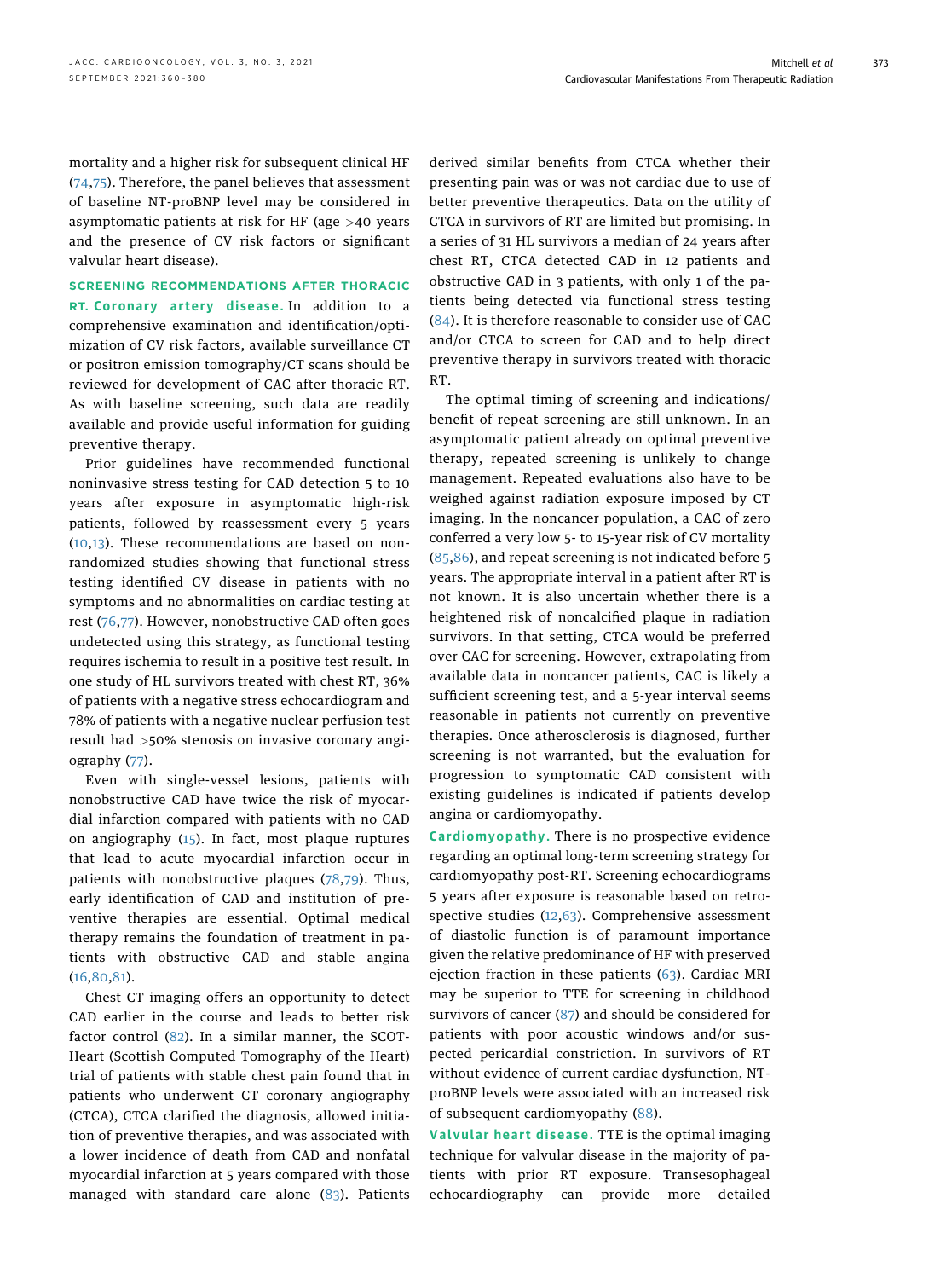mortality and a higher risk for subsequent clinical HF (74,75). Therefore, the panel believes that assessment of baseline NT-proBNP level may be considered in asymptomatic patients at risk for HF (age >40 years and the presence of CV risk factors or significant valvular heart disease).

## SCREENING RECOMMENDATIONS AFTER THORACIC RT.

**Coronary artery disease.** In addition to a comprehensive examination and identification/optimization of CV risk factors, available surveillance CT or positron emission tomography/CT scans should be reviewed for development of CAC after thoracic RT. As with baseline screening, such data are readily available and provide useful information for guiding preventive therapy.

Prior guidelines have recommended functional noninvasive stress testing for CAD detection 5 to 10 years after exposure in asymptomatic high-risk patients, followed by reassessment every 5 years (10,13). These recommendations are based on nonrandomized studies showing that functional stress testing identified CV disease in patients with no symptoms and no abnormalities on cardiac testing at rest (76,77). However, nonobstructive CAD often goes undetected using this strategy, as functional testing requires ischemia to result in a positive test result. In one study of HL survivors treated with chest RT, 36% of patients with a negative stress echocardiogram and 78% of patients with a negative nuclear perfusion test result had >50% stenosis on invasive coronary angiography (77).

Even with single-vessel lesions, patients with nonobstructive CAD have twice the risk of myocardial infarction compared with patients with no CAD on angiography (15). In fact, most plaque ruptures that lead to acute myocardial infarction occur in patients with nonobstructive plaques (78,79). Thus, early identification of CAD and institution of preventive therapies are essential. Optimal medical therapy remains the foundation of treatment in patients with obstructive CAD and stable angina (16,80,81).

Chest CT imaging offers an opportunity to detect CAD earlier in the course and leads to better risk factor control (82). In a similar manner, the SCOT-Heart (Scottish Computed Tomography of the Heart) trial of patients with stable chest pain found that in patients who underwent CT coronary angiography (CTCA), CTCA clarified the diagnosis, allowed initiation of preventive therapies, and was associated with a lower incidence of death from CAD and nonfatal myocardial infarction at 5 years compared with those managed with standard care alone (83). Patients derived similar benefits from CTCA whether their presenting pain was or was not cardiac due to use of better preventive therapeutics. Data on the utility of CTCA in survivors of RT are limited but promising. In a series of 31 HL survivors a median of 24 years after chest RT, CTCA detected CAD in 12 patients and obstructive CAD in 3 patients, with only 1 of the patients being detected via functional stress testing (84). It is therefore reasonable to consider use of CAC and/or CTCA to screen for CAD and to help direct preventive therapy in survivors treated with thoracic RT.

The optimal timing of screening and indications/benefit of repeat screening are still unknown. In an asymptomatic patient already on optimal preventive therapy, repeated screening is unlikely to change management. Repeated evaluations also have to be weighed against radiation exposure imposed by CT imaging. In the noncancer population, a CAC of zero conferred a very low 5- to 15-year risk of CV mortality (85,86), and repeat screening is not indicated before 5 years. The appropriate interval in a patient after RT is not known. It is also uncertain whether there is a heightened risk of noncalcified plaque in radiation survivors. In that setting, CTCA would be preferred over CAC for screening. However, extrapolating from available data in noncancer patients, CAC is likely a sufficient screening test, and a 5-year interval seems reasonable in patients not currently on preventive therapies. Once atherosclerosis is diagnosed, further screening is not warranted, but the evaluation for progression to symptomatic CAD consistent with existing guidelines is indicated if patients develop angina or cardiomyopathy.

**Cardiomyopathy.** There is no prospective evidence regarding an optimal long-term screening strategy for cardiomyopathy post-RT. Screening echocardiograms 5 years after exposure is reasonable based on retrospective studies (12,63). Comprehensive assessment of diastolic function is of paramount importance given the relative predominance of HF with preserved ejection fraction in these patients (63). Cardiac MRI may be superior to TTE for screening in childhood survivors of cancer (87) and should be considered for patients with poor acoustic windows and/or suspected pericardial constriction. In survivors of RT without evidence of current cardiac dysfunction, NT-proBNP levels were associated with an increased risk of subsequent cardiomyopathy (88).

**Valvular heart disease.** TTE is the optimal imaging technique for valvular disease in the majority of patients with prior RT exposure. Transesophageal echocardiography can provide more detailed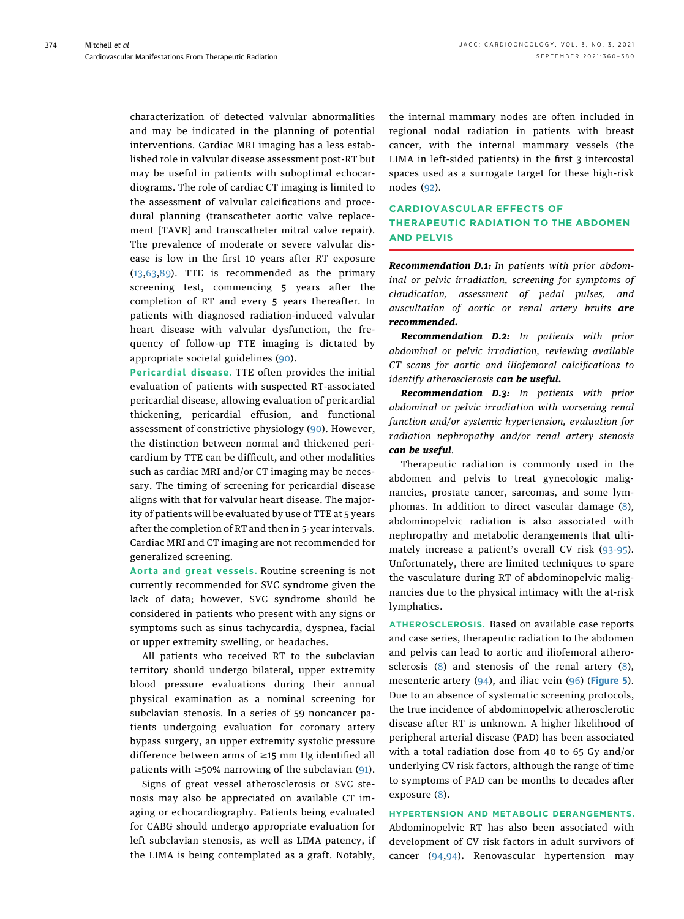characterization of detected valvular abnormalities and may be indicated in the planning of potential interventions. Cardiac MRI imaging has a less established role in valvular disease assessment post-RT but may be useful in patients with suboptimal echocardiograms. The role of cardiac CT imaging is limited to the assessment of valvular calcifications and procedural planning (transcatheter aortic valve replacement [TAVR] and transcatheter mitral valve repair). The prevalence of moderate or severe valvular disease is low in the first 10 years after RT exposure (13,63,89). TTE is recommended as the primary screening test, commencing 5 years after the completion of RT and every 5 years thereafter. In patients with diagnosed radiation-induced valvular heart disease with valvular dysfunction, the frequency of follow-up TTE imaging is dictated by appropriate societal guidelines (90).

**Pericardial disease.** TTE often provides the initial evaluation of patients with suspected RT-associated pericardial disease, allowing evaluation of pericardial thickening, pericardial effusion, and functional assessment of constrictive physiology (90). However, the distinction between normal and thickened pericardium by TTE can be difficult, and other modalities such as cardiac MRI and/or CT imaging may be necessary. The timing of screening for pericardial disease aligns with that for valvular heart disease. The majority of patients will be evaluated by use of TTE at 5 years after the completion of RT and then in 5-year intervals. Cardiac MRI and CT imaging are not recommended for generalized screening.

**Aorta and great vessels.** Routine screening is not currently recommended for SVC syndrome given the lack of data; however, SVC syndrome should be considered in patients who present with any signs or symptoms such as sinus tachycardia, dyspnea, facial or upper extremity swelling, or headaches.

All patients who received RT to the subclavian territory should undergo bilateral, upper extremity blood pressure evaluations during their annual physical examination as a nominal screening for subclavian stenosis. In a series of 59 noncancer patients undergoing evaluation for coronary artery bypass surgery, an upper extremity systolic pressure difference between arms of ≥15 mm Hg identified all patients with ≥50% narrowing of the subclavian (91).

Signs of great vessel atherosclerosis or SVC stenosis may also be appreciated on available CT imaging or echocardiography. Patients being evaluated for CABG should undergo appropriate evaluation for left subclavian stenosis, as well as LIMA patency, if the LIMA is being contemplated as a graft. Notably, the internal mammary nodes are often included in regional nodal radiation in patients with breast cancer, with the internal mammary vessels (the LIMA in left-sided patients) in the first 3 intercostal spaces used as a surrogate target for these high-risk nodes (92).

## CARDIOVASCULAR EFFECTS OF THERAPEUTIC RADIATION TO THE ABDOMEN AND PELVIS

***Recommendation D.1:*** *In patients with prior abdominal or pelvic irradiation, screening for symptoms of claudication, assessment of pedal pulses, and auscultation of aortic or renal artery bruits* ***are recommended.***

***Recommendation D.2:*** *In patients with prior abdominal or pelvic irradiation, reviewing available CT scans for aortic and iliofemoral calcifications to identify atherosclerosis* ***can be useful.***

***Recommendation D.3:*** *In patients with prior abdominal or pelvic irradiation with worsening renal function and/or systemic hypertension, evaluation for radiation nephropathy and/or renal artery stenosis* ***can be useful***.

Therapeutic radiation is commonly used in the abdomen and pelvis to treat gynecologic malignancies, prostate cancer, sarcomas, and some lymphomas. In addition to direct vascular damage (8), abdominopelvic radiation is also associated with nephropathy and metabolic derangements that ultimately increase a patient's overall CV risk (93-95). Unfortunately, there are limited techniques to spare the vasculature during RT of abdominopelvic malignancies due to the physical intimacy with the at-risk lymphatics.

**ATHEROSCLEROSIS.** Based on available case reports and case series, therapeutic radiation to the abdomen and pelvis can lead to aortic and iliofemoral atherosclerosis (8) and stenosis of the renal artery (8), mesenteric artery (94), and iliac vein (96) (**Figure 5**). Due to an absence of systematic screening protocols, the true incidence of abdominopelvic atherosclerotic disease after RT is unknown. A higher likelihood of peripheral arterial disease (PAD) has been associated with a total radiation dose from 40 to 65 Gy and/or underlying CV risk factors, although the range of time to symptoms of PAD can be months to decades after exposure (8).

**HYPERTENSION AND METABOLIC DERANGEMENTS.** Abdominopelvic RT has also been associated with development of CV risk factors in adult survivors of cancer (94,94). Renovascular hypertension may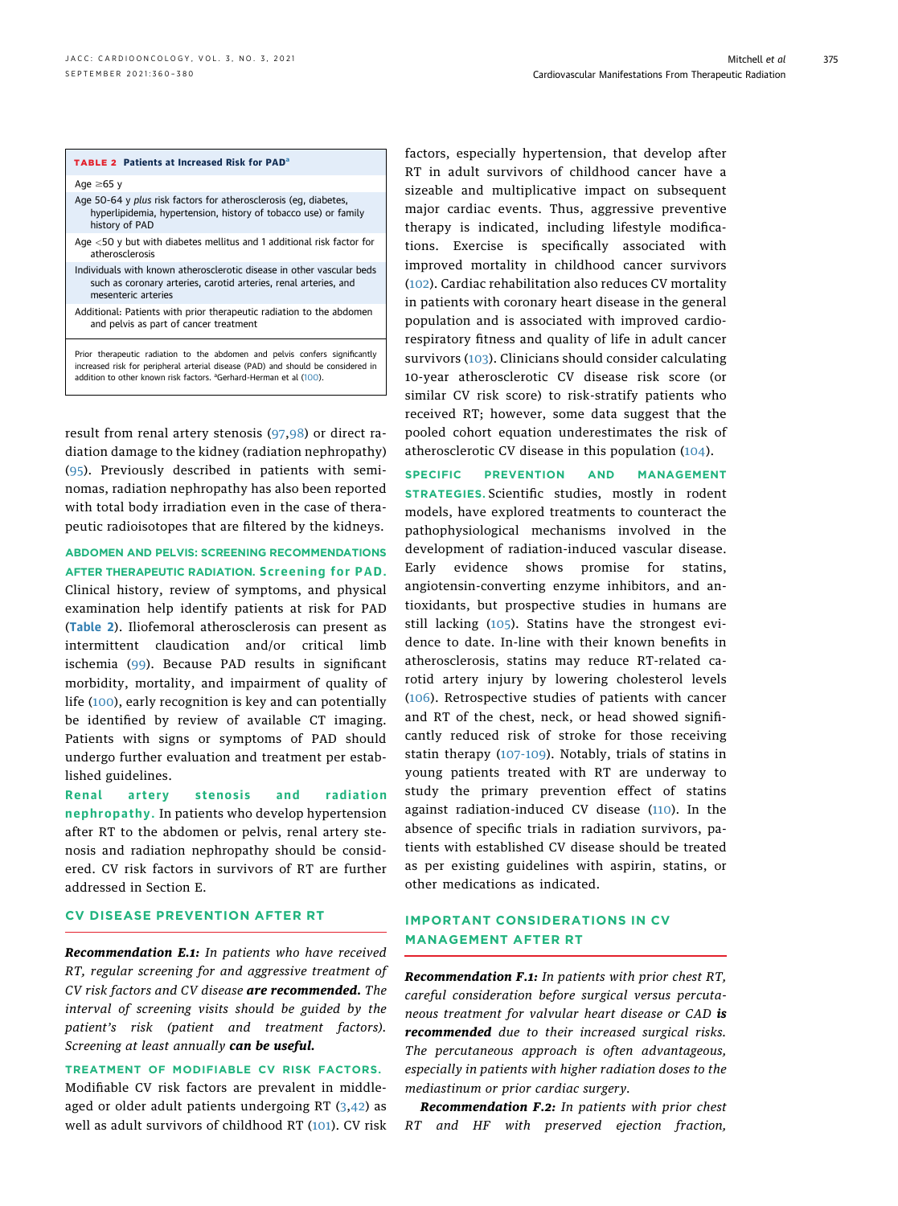**TABLE 2 Patients at Increased Risk for PAD[a]**

| |
|---|
| Age ≥65 y |
| Age 50-64 y *plus* risk factors for atherosclerosis (eg, diabetes, hyperlipidemia, hypertension, history of tobacco use) or family history of PAD |
| Age <50 y but with diabetes mellitus and 1 additional risk factor for atherosclerosis |
| Individuals with known atherosclerotic disease in other vascular beds such as coronary arteries, carotid arteries, renal arteries, and mesenteric arteries |
| Additional: Patients with prior therapeutic radiation to the abdomen and pelvis as part of cancer treatment |

Prior therapeutic radiation to the abdomen and pelvis confers significantly increased risk for peripheral arterial disease (PAD) and should be considered in addition to other known risk factors. [a]Gerhard-Herman et al (100).

result from renal artery stenosis (97,98) or direct radiation damage to the kidney (radiation nephropathy) (95). Previously described in patients with seminomas, radiation nephropathy has also been reported with total body irradiation even in the case of therapeutic radioisotopes that are filtered by the kidneys.

**ABDOMEN AND PELVIS: SCREENING RECOMMENDATIONS AFTER THERAPEUTIC RADIATION. Screening for PAD.** Clinical history, review of symptoms, and physical examination help identify patients at risk for PAD (Table 2). Iliofemoral atherosclerosis can present as intermittent claudication and/or critical limb ischemia (99). Because PAD results in significant morbidity, mortality, and impairment of quality of life (100), early recognition is key and can potentially be identified by review of available CT imaging. Patients with signs or symptoms of PAD should undergo further evaluation and treatment per established guidelines.

**Renal artery stenosis and radiation nephropathy.** In patients who develop hypertension after RT to the abdomen or pelvis, renal artery stenosis and radiation nephropathy should be considered. CV risk factors in survivors of RT are further addressed in Section E.

## CV DISEASE PREVENTION AFTER RT

***Recommendation E.1:*** *In patients who have received RT, regular screening for and aggressive treatment of CV risk factors and CV disease* ***are recommended.*** *The interval of screening visits should be guided by the patient's risk (patient and treatment factors). Screening at least annually* ***can be useful.***

**TREATMENT OF MODIFIABLE CV RISK FACTORS.** Modifiable CV risk factors are prevalent in middle-aged or older adult patients undergoing RT (3,42) as well as adult survivors of childhood RT (101). CV risk factors, especially hypertension, that develop after RT in adult survivors of childhood cancer have a sizeable and multiplicative impact on subsequent major cardiac events. Thus, aggressive preventive therapy is indicated, including lifestyle modifications. Exercise is specifically associated with improved mortality in childhood cancer survivors (102). Cardiac rehabilitation also reduces CV mortality in patients with coronary heart disease in the general population and is associated with improved cardiorespiratory fitness and quality of life in adult cancer survivors (103). Clinicians should consider calculating 10-year atherosclerotic CV disease risk score (or similar CV risk score) to risk-stratify patients who received RT; however, some data suggest that the pooled cohort equation underestimates the risk of atherosclerotic CV disease in this population (104).

**SPECIFIC PREVENTION AND MANAGEMENT STRATEGIES.** Scientific studies, mostly in rodent models, have explored treatments to counteract the pathophysiological mechanisms involved in the development of radiation-induced vascular disease. Early evidence shows promise for statins, angiotensin-converting enzyme inhibitors, and antioxidants, but prospective studies in humans are still lacking (105). Statins have the strongest evidence to date. In-line with their known benefits in atherosclerosis, statins may reduce RT-related carotid artery injury by lowering cholesterol levels (106). Retrospective studies of patients with cancer and RT of the chest, neck, or head showed significantly reduced risk of stroke for those receiving statin therapy (107-109). Notably, trials of statins in young patients treated with RT are underway to study the primary prevention effect of statins against radiation-induced CV disease (110). In the absence of specific trials in radiation survivors, patients with established CV disease should be treated as per existing guidelines with aspirin, statins, or other medications as indicated.

## IMPORTANT CONSIDERATIONS IN CV MANAGEMENT AFTER RT

***Recommendation F.1:*** *In patients with prior chest RT, careful consideration before surgical versus percutaneous treatment for valvular heart disease or CAD* ***is recommended*** *due to their increased surgical risks. The percutaneous approach is often advantageous, especially in patients with higher radiation doses to the mediastinum or prior cardiac surgery.*

***Recommendation F.2:*** *In patients with prior chest RT and HF with preserved ejection fraction,*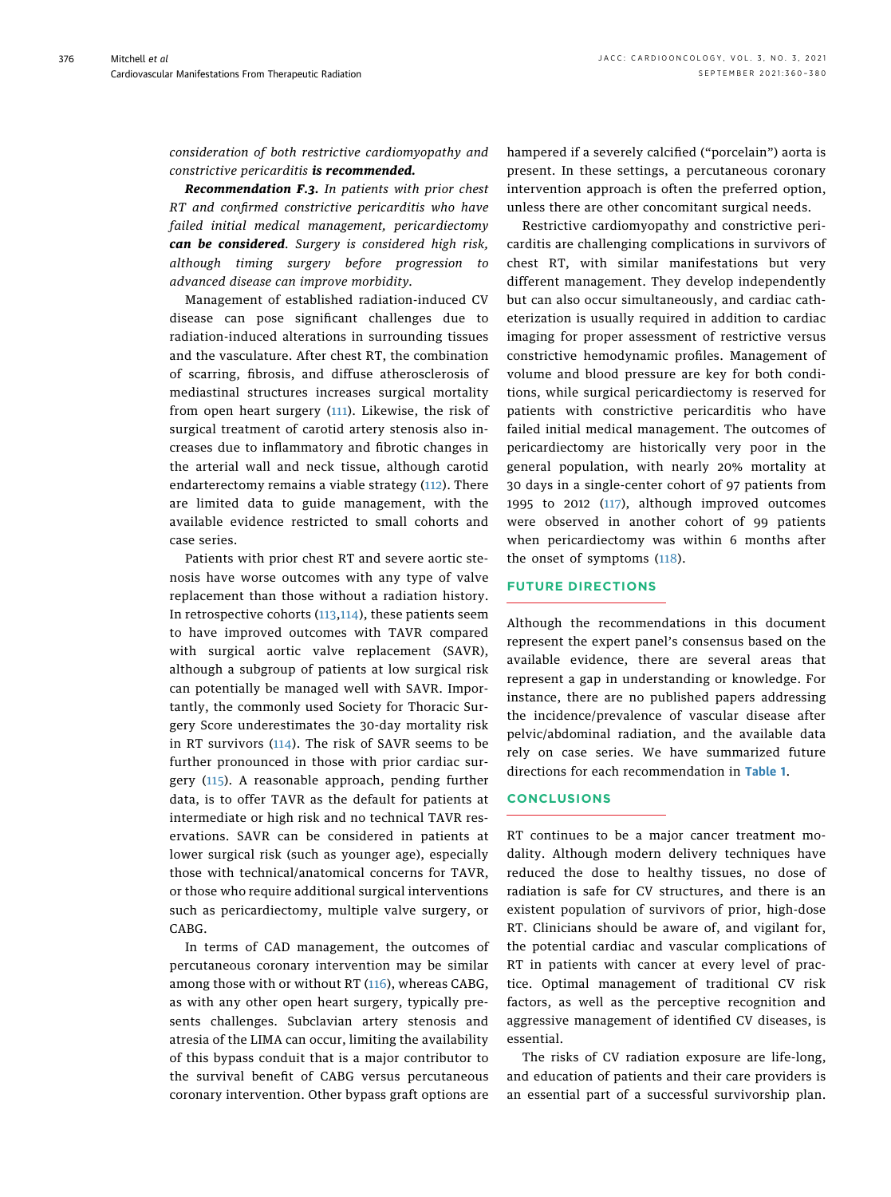*consideration of both restrictive cardiomyopathy and constrictive pericarditis* ***is recommended.***

***Recommendation F.3.*** *In patients with prior chest RT and confirmed constrictive pericarditis who have failed initial medical management, pericardiectomy* ***can be considered****. Surgery is considered high risk, although timing surgery before progression to advanced disease can improve morbidity.*

Management of established radiation-induced CV disease can pose significant challenges due to radiation-induced alterations in surrounding tissues and the vasculature. After chest RT, the combination of scarring, fibrosis, and diffuse atherosclerosis of mediastinal structures increases surgical mortality from open heart surgery (111). Likewise, the risk of surgical treatment of carotid artery stenosis also increases due to inflammatory and fibrotic changes in the arterial wall and neck tissue, although carotid endarterectomy remains a viable strategy (112). There are limited data to guide management, with the available evidence restricted to small cohorts and case series.

Patients with prior chest RT and severe aortic stenosis have worse outcomes with any type of valve replacement than those without a radiation history. In retrospective cohorts (113,114), these patients seem to have improved outcomes with TAVR compared with surgical aortic valve replacement (SAVR), although a subgroup of patients at low surgical risk can potentially be managed well with SAVR. Importantly, the commonly used Society for Thoracic Surgery Score underestimates the 30-day mortality risk in RT survivors (114). The risk of SAVR seems to be further pronounced in those with prior cardiac surgery (115). A reasonable approach, pending further data, is to offer TAVR as the default for patients at intermediate or high risk and no technical TAVR reservations. SAVR can be considered in patients at lower surgical risk (such as younger age), especially those with technical/anatomical concerns for TAVR, or those who require additional surgical interventions such as pericardiectomy, multiple valve surgery, or CABG.

In terms of CAD management, the outcomes of percutaneous coronary intervention may be similar among those with or without RT (116), whereas CABG, as with any other open heart surgery, typically presents challenges. Subclavian artery stenosis and atresia of the LIMA can occur, limiting the availability of this bypass conduit that is a major contributor to the survival benefit of CABG versus percutaneous coronary intervention. Other bypass graft options are hampered if a severely calcified ("porcelain") aorta is present. In these settings, a percutaneous coronary intervention approach is often the preferred option, unless there are other concomitant surgical needs.

Restrictive cardiomyopathy and constrictive pericarditis are challenging complications in survivors of chest RT, with similar manifestations but very different management. They develop independently but can also occur simultaneously, and cardiac catheterization is usually required in addition to cardiac imaging for proper assessment of restrictive versus constrictive hemodynamic profiles. Management of volume and blood pressure are key for both conditions, while surgical pericardiectomy is reserved for patients with constrictive pericarditis who have failed initial medical management. The outcomes of pericardiectomy are historically very poor in the general population, with nearly 20% mortality at 30 days in a single-center cohort of 97 patients from 1995 to 2012 (117), although improved outcomes were observed in another cohort of 99 patients when pericardiectomy was within 6 months after the onset of symptoms (118).

## FUTURE DIRECTIONS

Although the recommendations in this document represent the expert panel's consensus based on the available evidence, there are several areas that represent a gap in understanding or knowledge. For instance, there are no published papers addressing the incidence/prevalence of vascular disease after pelvic/abdominal radiation, and the available data rely on case series. We have summarized future directions for each recommendation in **Table 1**.

## CONCLUSIONS

RT continues to be a major cancer treatment modality. Although modern delivery techniques have reduced the dose to healthy tissues, no dose of radiation is safe for CV structures, and there is an existent population of survivors of prior, high-dose RT. Clinicians should be aware of, and vigilant for, the potential cardiac and vascular complications of RT in patients with cancer at every level of practice. Optimal management of traditional CV risk factors, as well as the perceptive recognition and aggressive management of identified CV diseases, is essential.

The risks of CV radiation exposure are life-long, and education of patients and their care providers is an essential part of a successful survivorship plan.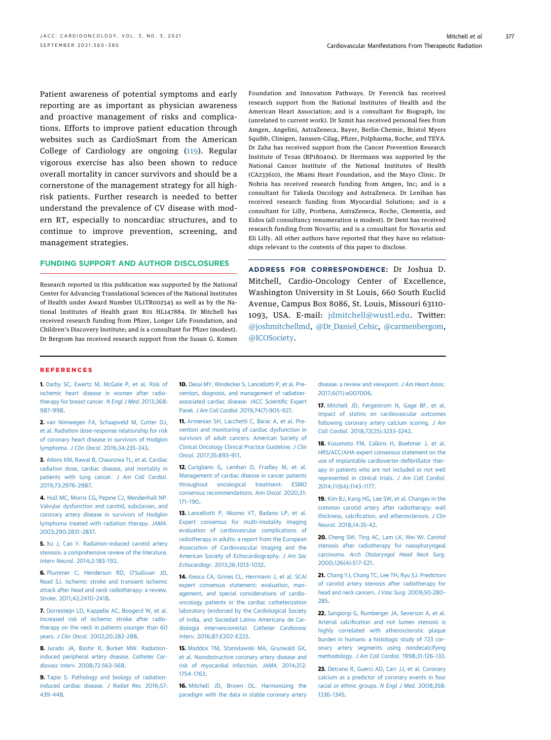Patient awareness of potential symptoms and early reporting are as important as physician awareness and proactive management of risks and complications. Efforts to improve patient education through websites such as CardioSmart from the American College of Cardiology are ongoing (119). Regular vigorous exercise has also been shown to reduce overall mortality in cancer survivors and should be a cornerstone of the management strategy for all high-risk patients. Further research is needed to better understand the prevalence of CV disease with modern RT, especially to noncardiac structures, and to continue to improve prevention, screening, and management strategies.

## FUNDING SUPPORT AND AUTHOR DISCLOSURES

Research reported in this publication was supported by the National Center for Advancing Translational Sciences of the National Institutes of Health under Award Number UL1TR002345 as well as by the National Institutes of Health grant R01 HL147884. Dr Mitchell has received research funding from Pfizer, Longer Life Foundation, and Children's Discovery Institute; and is a consultant for Pfizer (modest). Dr Bergrom has received research support from the Susan G. Komen Foundation and Innovation Pathways. Dr Ferencik has received research support from the National Institutes of Health and the American Heart Association; and is a consultant for Biograph, Inc (unrelated to current work). Dr Szmit has received personal fees from Amgen, Angelini, AstraZeneca, Bayer, Berlin-Chemie, Bristol Myers Squibb, Clinigen, Janssen-Cilag, Pfizer, Polpharma, Roche, and TEVA. Dr Zaha has received support from the Cancer Prevention Research Institute of Texas (RP180404). Dr Herrmann was supported by the National Cancer Institute of the National Institutes of Health (CA233610), the Miami Heart Foundation, and the Mayo Clinic. Dr Nohria has received research funding from Amgen, Inc; and is a consultant for Takeda Oncology and AstraZeneca. Dr Lenihan has received research funding from Myocardial Solutions; and is a consultant for Lilly, Prothena, AstraZeneca, Roche, Clementia, and Eidos (all consultancy renumeration is modest). Dr Dent has received research funding from Novartis; and is a consultant for Novartis and Eli Lilly. All other authors have reported that they have no relationships relevant to the contents of this paper to disclose.

**ADDRESS FOR CORRESPONDENCE:** Dr Joshua D. Mitchell, Cardio-Oncology Center of Excellence, Washington University in St Louis, 660 South Euclid Avenue, Campus Box 8086, St. Louis, Missouri 63110-1093, USA. E-mail: jdmitchell@wustl.edu. Twitter: @joshmitchellmd, @Dr_Daniel_Cehic, @carmenbergom, @ICOSociety.

## REFERENCES

**1.** Darby SC, Ewertz M, McGale P, et al. Risk of ischemic heart disease in women after radiotherapy for breast cancer. *N Engl J Med*. 2013;368:987–998.

**2.** van Nimwegen FA, Schaapveld M, Cutter DJ, et al. Radiation dose-response relationship for risk of coronary heart disease in survivors of Hodgkin lymphoma. *J Clin Oncol*. 2016;34:235–243.

**3.** Atkins KM, Rawal B, Chaunzwa TL, et al. Cardiac radiation dose, cardiac disease, and mortality in patients with lung cancer. *J Am Coll Cardiol*. 2019;73:2976–2987.

**4.** Hull MC, Morris CG, Pepine CJ, Mendenhall NP. Valvular dysfunction and carotid, subclavian, and coronary artery disease in survivors of Hodgkin lymphoma treated with radiation therapy. *JAMA*. 2003;290:2831–2837.

**5.** Xu J, Cao Y. Radiation-induced carotid artery stenosis: a comprehensive review of the literature. *Interv Neurol*. 2014;2:183–192.

**6.** Plummer C, Henderson RD, O'Sullivan JD, Read SJ. Ischemic stroke and transient ischemic attack after head and neck radiotherapy: a review. *Stroke*. 2011;42:2410–2418.

**7.** Dorresteijn LD, Kappelle AC, Boogerd W, et al. Increased risk of ischemic stroke after radiotherapy on the neck in patients younger than 60 years. *J Clin Oncol*. 2002;20:282–288.

**8.** Jurado JA, Bashir R, Burket MW. Radiation-induced peripheral artery disease. *Catheter Cardiovasc Interv*. 2008;72:563–568.

**9.** Tapio S. Pathology and biology of radiation-induced cardiac disease. *J Radiat Res*. 2016;57:439–448.

**10.** Desai MY, Windecker S, Lancellotti P, et al. Prevention, diagnosis, and management of radiation-associated cardiac disease: JACC Scientific Expert Panel. *J Am Coll Cardiol*. 2019;74(7):905–927.

**11.** Armenian SH, Lacchetti C, Barac A, et al. Prevention and monitoring of cardiac dysfunction in survivors of adult cancers: American Society of Clinical Oncology Clinical Practice Guideline. *J Clin Oncol*. 2017;35:893–911.

**12.** Curigliano G, Lenihan D, Fradley M, et al. Management of cardiac disease in cancer patients throughout oncological treatment: ESMO consensus recommendations. *Ann Oncol*. 2020;31:171–190.

**13.** Lancellotti P, Nkomo VT, Badano LP, et al. Expert consensus for multi-modality imaging evaluation of cardiovascular complications of radiotherapy in adults: a report from the European Association of Cardiovascular Imaging and the American Society of Echocardiography. *J Am Soc Echocardiogr*. 2013;26:1013–1032.

**14.** Iliescu CA, Grines CL, Herrmann J, et al. SCAI expert consensus statement: evaluation, management, and special considerations of cardio-oncology patients in the cardiac catheterization laboratory (endorsed by the Cardiological Society of India, and Sociedad Latino Americana de Cardiologia intervencionista). *Catheter Cardiovasc Interv*. 2016;87:E202–E223.

**15.** Maddox TM, Stanislawski MA, Grunwald GK, et al. Nonobstructive coronary artery disease and risk of myocardial infarction. *JAMA*. 2014;312:1754–1763.

**16.** Mitchell JD, Brown DL. Harmonizing the paradigm with the data in stable coronary artery disease: a review and viewpoint. *J Am Heart Assoc*. 2017;6(11):e007006.

**17.** Mitchell JD, Fergestrom N, Gage BF, et al. Impact of statins on cardiovascular outcomes following coronary artery calcium scoring. *J Am Coll Cardiol*. 2018;72(25):3233–3242.

**18.** Kusumoto FM, Calkins H, Boehmer J, et al. HRS/ACC/AHA expert consensus statement on the use of implantable cardioverter-defibrillator therapy in patients who are not included or not well represented in clinical trials. *J Am Coll Cardiol*. 2014;11(64):1143–1177.

**19.** Kim BJ, Kang HG, Lee SW, et al. Changes in the common carotid artery after radiotherapy: wall thickness, calcification, and atherosclerosis. *J Clin Neurol*. 2018;14:35–42.

**20.** Cheng SW, Ting AC, Lam LK, Wei WI. Carotid stenosis after radiotherapy for nasopharyngeal carcinoma. *Arch Otolaryngol Head Neck Surg*. 2000;126(4):517–521.

**21.** Chang YJ, Chang TC, Lee TH, Ryu SJ. Predictors of carotid artery stenosis after radiotherapy for head and neck cancers. *J Vasc Surg*. 2009;50:280–285.

**22.** Sangiorgi G, Rumberger JA, Severson A, et al. Arterial calcification and not lumen stenosis is highly correlated with atherosclerotic plaque burden in humans: a histologic study of 723 coronary artery segments using nondecalcifying methodology. *J Am Coll Cardiol*. 1998;31:126–133.

**23.** Detrano R, Guerci AD, Carr JJ, et al. Coronary calcium as a predictor of coronary events in four racial or ethnic groups. *N Engl J Med*. 2008;358:1336–1345.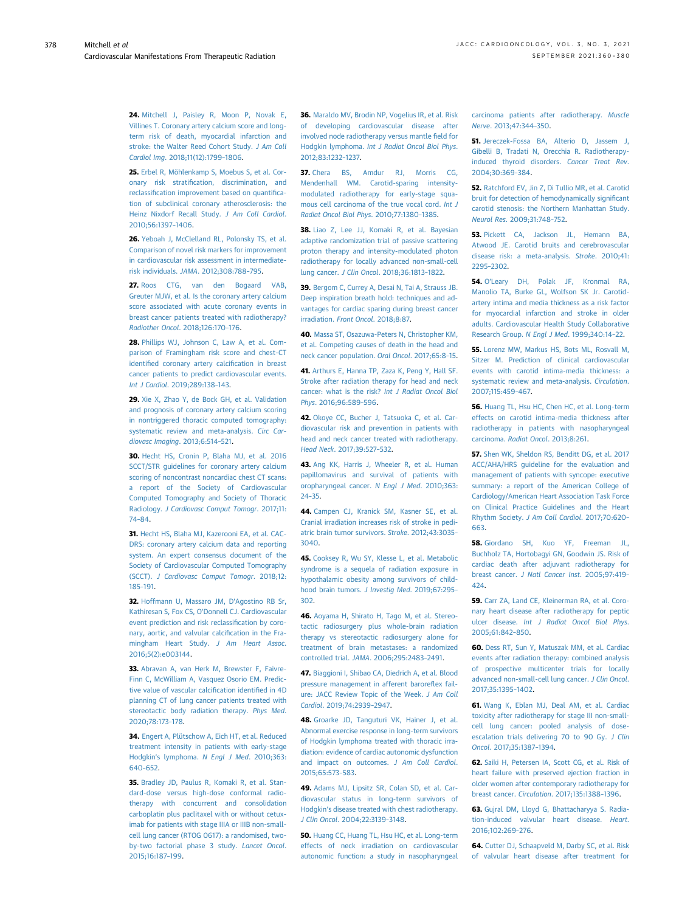24. Mitchell J, Paisley R, Moon P, Novak E, Villines T. Coronary artery calcium score and long-term risk of death, myocardial infarction and stroke: the Walter Reed Cohort Study. *J Am Coll Cardiol Img*. 2018;11(12):1799–1806.

25. Erbel R, Möhlenkamp S, Moebus S, et al. Coronary risk stratification, discrimination, and reclassification improvement based on quantification of subclinical coronary atherosclerosis: the Heinz Nixdorf Recall Study. *J Am Coll Cardiol*. 2010;56:1397–1406.

26. Yeboah J, McClelland RL, Polonsky TS, et al. Comparison of novel risk markers for improvement in cardiovascular risk assessment in intermediate-risk individuals. *JAMA*. 2012;308:788–795.

27. Roos CTG, van den Bogaard VAB, Greuter MJW, et al. Is the coronary artery calcium score associated with acute coronary events in breast cancer patients treated with radiotherapy? *Radiother Oncol*. 2018;126:170–176.

28. Phillips WJ, Johnson C, Law A, et al. Comparison of Framingham risk score and chest-CT identified coronary artery calcification in breast cancer patients to predict cardiovascular events. *Int J Cardiol*. 2019;289:138–143.

29. Xie X, Zhao Y, de Bock GH, et al. Validation and prognosis of coronary artery calcium scoring in nontriggered thoracic computed tomography: systematic review and meta-analysis. *Circ Cardiovasc Imaging*. 2013;6:514–521.

30. Hecht HS, Cronin P, Blaha MJ, et al. 2016 SCCT/STR guidelines for coronary artery calcium scoring of noncontrast noncardiac chest CT scans: a report of the Society of Cardiovascular Computed Tomography and Society of Thoracic Radiology. *J Cardiovasc Comput Tomogr*. 2017;11:74–84.

31. Hecht HS, Blaha MJ, Kazerooni EA, et al. CAC-DRS: coronary artery calcium data and reporting system. An expert consensus document of the Society of Cardiovascular Computed Tomography (SCCT). *J Cardiovasc Comput Tomogr*. 2018;12:185–191.

32. Hoffmann U, Massaro JM, D'Agostino RB Sr, Kathiresan S, Fox CS, O'Donnell CJ. Cardiovascular event prediction and risk reclassification by coronary, aortic, and valvular calcification in the Framingham Heart Study. *J Am Heart Assoc*. 2016;5(2):e003144.

33. Abravan A, van Herk M, Brewster F, Faivre-Finn C, McWilliam A, Vasquez Osorio EM. Predictive value of vascular calcification identified in 4D planning CT of lung cancer patients treated with stereotactic body radiation therapy. *Phys Med*. 2020;78:173–178.

34. Engert A, Plütschow A, Eich HT, et al. Reduced treatment intensity in patients with early-stage Hodgkin's lymphoma. *N Engl J Med*. 2010;363:640–652.

35. Bradley JD, Paulus R, Komaki R, et al. Standard-dose versus high-dose conformal radiotherapy with concurrent and consolidation carboplatin plus paclitaxel with or without cetuximab for patients with stage IIIA or IIIB non-small-cell lung cancer (RTOG 0617): a randomised, two-by-two factorial phase 3 study. *Lancet Oncol*. 2015;16:187–199.

36. Maraldo MV, Brodin NP, Vogelius IR, et al. Risk of developing cardiovascular disease after involved node radiotherapy versus mantle field for Hodgkin lymphoma. *Int J Radiat Oncol Biol Phys*. 2012;83:1232–1237.

37. Chera BS, Amdur RJ, Morris CG, Mendenhall WM. Carotid-sparing intensity-modulated radiotherapy for early-stage squamous cell carcinoma of the true vocal cord. *Int J Radiat Oncol Biol Phys*. 2010;77:1380–1385.

38. Liao Z, Lee JJ, Komaki R, et al. Bayesian adaptive randomization trial of passive scattering proton therapy and intensity-modulated photon radiotherapy for locally advanced non-small-cell lung cancer. *J Clin Oncol*. 2018;36:1813–1822.

39. Bergom C, Currey A, Desai N, Tai A, Strauss JB. Deep inspiration breath hold: techniques and advantages for cardiac sparing during breast cancer irradiation. *Front Oncol*. 2018;8:87.

40. Massa ST, Osazuwa-Peters N, Christopher KM, et al. Competing causes of death in the head and neck cancer population. *Oral Oncol*. 2017;65:8–15.

41. Arthurs E, Hanna TP, Zaza K, Peng Y, Hall SF. Stroke after radiation therapy for head and neck cancer: what is the risk? *Int J Radiat Oncol Biol Phys*. 2016;96:589–596.

42. Okoye CC, Bucher J, Tatsuoka C, et al. Cardiovascular risk and prevention in patients with head and neck cancer treated with radiotherapy. *Head Neck*. 2017;39:527–532.

43. Ang KK, Harris J, Wheeler R, et al. Human papillomavirus and survival of patients with oropharyngeal cancer. *N Engl J Med*. 2010;363:24–35.

44. Campen CJ, Kranick SM, Kasner SE, et al. Cranial irradiation increases risk of stroke in pediatric brain tumor survivors. *Stroke*. 2012;43:3035–3040.

45. Cooksey R, Wu SY, Klesse L, et al. Metabolic syndrome is a sequela of radiation exposure in hypothalamic obesity among survivors of childhood brain tumors. *J Investig Med*. 2019;67:295–302.

46. Aoyama H, Shirato H, Tago M, et al. Stereotactic radiosurgery plus whole-brain radiation therapy vs stereotactic radiosurgery alone for treatment of brain metastases: a randomized controlled trial. *JAMA*. 2006;295:2483–2491.

47. Biaggioni I, Shibao CA, Diedrich A, et al. Blood pressure management in afferent baroreflex failure: JACC Review Topic of the Week. *J Am Coll Cardiol*. 2019;74:2939–2947.

48. Groarke JD, Tanguturi VK, Hainer J, et al. Abnormal exercise response in long-term survivors of Hodgkin lymphoma treated with thoracic irradiation: evidence of cardiac autonomic dysfunction and impact on outcomes. *J Am Coll Cardiol*. 2015;65:573–583.

49. Adams MJ, Lipsitz SR, Colan SD, et al. Cardiovascular status in long-term survivors of Hodgkin's disease treated with chest radiotherapy. *J Clin Oncol*. 2004;22:3139–3148.

50. Huang CC, Huang TL, Hsu HC, et al. Long-term effects of neck irradiation on cardiovascular autonomic function: a study in nasopharyngeal carcinoma patients after radiotherapy. *Muscle Nerve*. 2013;47:344–350.

51. Jereczek-Fossa BA, Alterio D, Jassem J, Gibelli B, Tradati N, Orecchia R. Radiotherapy-induced thyroid disorders. *Cancer Treat Rev*. 2004;30:369–384.

52. Ratchford EV, Jin Z, Di Tullio MR, et al. Carotid bruit for detection of hemodynamically significant carotid stenosis: the Northern Manhattan Study. *Neurol Res*. 2009;31:748–752.

53. Pickett CA, Jackson JL, Hemann BA, Atwood JE. Carotid bruits and cerebrovascular disease risk: a meta-analysis. *Stroke*. 2010;41:2295–2302.

54. O'Leary DH, Polak JF, Kronmal RA, Manolio TA, Burke GL, Wolfson SK Jr. Carotid-artery intima and media thickness as a risk factor for myocardial infarction and stroke in older adults. Cardiovascular Health Study Collaborative Research Group. *N Engl J Med*. 1999;340:14–22.

55. Lorenz MW, Markus HS, Bots ML, Rosvall M, Sitzer M. Prediction of clinical cardiovascular events with carotid intima-media thickness: a systematic review and meta-analysis. *Circulation*. 2007;115:459–467.

56. Huang TL, Hsu HC, Chen HC, et al. Long-term effects on carotid intima-media thickness after radiotherapy in patients with nasopharyngeal carcinoma. *Radiat Oncol*. 2013;8:261.

57. Shen WK, Sheldon RS, Benditt DG, et al. 2017 ACC/AHA/HRS guideline for the evaluation and management of patients with syncope: executive summary: a report of the American College of Cardiology/American Heart Association Task Force on Clinical Practice Guidelines and the Heart Rhythm Society. *J Am Coll Cardiol*. 2017;70:620–663.

58. Giordano SH, Kuo YF, Freeman JL, Buchholz TA, Hortobagyi GN, Goodwin JS. Risk of cardiac death after adjuvant radiotherapy for breast cancer. *J Natl Cancer Inst*. 2005;97:419–424.

59. Carr ZA, Land CE, Kleinerman RA, et al. Coronary heart disease after radiotherapy for peptic ulcer disease. *Int J Radiat Oncol Biol Phys*. 2005;61:842–850.

60. Dess RT, Sun Y, Matuszak MM, et al. Cardiac events after radiation therapy: combined analysis of prospective multicenter trials for locally advanced non-small-cell lung cancer. *J Clin Oncol*. 2017;35:1395–1402.

61. Wang K, Eblan MJ, Deal AM, et al. Cardiac toxicity after radiotherapy for stage III non-small-cell lung cancer: pooled analysis of dose-escalation trials delivering 70 to 90 Gy. *J Clin Oncol*. 2017;35:1387–1394.

62. Saiki H, Petersen IA, Scott CG, et al. Risk of heart failure with preserved ejection fraction in older women after contemporary radiotherapy for breast cancer. *Circulation*. 2017;135:1388–1396.

63. Gujral DM, Lloyd G, Bhattacharyya S. Radiation-induced valvular heart disease. *Heart*. 2016;102:269–276.

64. Cutter DJ, Schaapveld M, Darby SC, et al. Risk of valvular heart disease after treatment for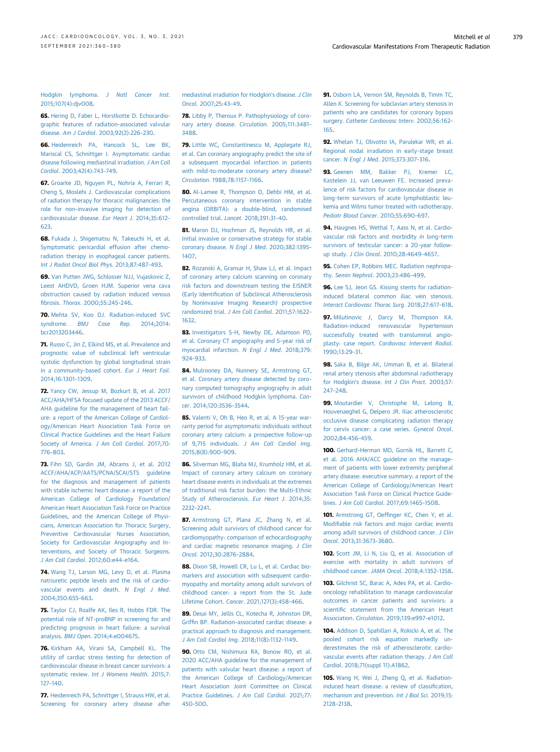Hodgkin lymphoma. *J Natl Cancer Inst*. 2015;107(4):djv008.

**65.** Hering D, Faber L, Horstkotte D. Echocardiographic features of radiation-associated valvular disease. *Am J Cardiol*. 2003;92(2):226–230.

**66.** Heidenreich PA, Hancock SL, Lee BK, Mariscal CS, Schnittger I. Asymptomatic cardiac disease following mediastinal irradiation. *J Am Coll Cardiol*. 2003;42(4):743–749.

**67.** Groarke JD, Nguyen PL, Nohria A, Ferrari R, Cheng S, Moslehi J. Cardiovascular complications of radiation therapy for thoracic malignancies: the role for non-invasive imaging for detection of cardiovascular disease. *Eur Heart J*. 2014;35:612–623.

**68.** Fukada J, Shigematsu N, Takeuchi H, et al. Symptomatic pericardial effusion after chemoradiation therapy in esophageal cancer patients. *Int J Radiat Oncol Biol Phys*. 2013;87:487–493.

**69.** Van Putten JWG, Schlosser NJJ, Vujaskovic Z, Leest AHDVD, Groen HJM. Superior vena cava obstruction caused by radiation induced venous fibrosis. *Thorax*. 2000;55:245–246.

**70.** Mehta SV, Koo DJ. Radiation-induced SVC syndrome. *BMJ Case Rep*. 2014;2014:bcr2013203446.

**71.** Russo C, Jin Z, Elkind MS, et al. Prevalence and prognostic value of subclinical left ventricular systolic dysfunction by global longitudinal strain in a community-based cohort. *Eur J Heart Fail*. 2014;16:1301–1309.

**72.** Yancy CW, Jessup M, Bozkurt B, et al. 2017 ACC/AHA/HFSA focused update of the 2013 ACCF/AHA guideline for the management of heart failure: a report of the American College of Cardiology/American Heart Association Task Force on Clinical Practice Guidelines and the Heart Failure Society of America. *J Am Coll Cardiol*. 2017;70:776–803.

**73.** Fihn SD, Gardin JM, Abrams J, et al. 2012 ACCF/AHA/ACP/AATS/PCNA/SCAI/STS guideline for the diagnosis and management of patients with stable ischemic heart disease: a report of the American College of Cardiology Foundation/American Heart Association Task Force on Practice Guidelines, and the American College of Physicians, American Association for Thoracic Surgery, Preventive Cardiovascular Nurses Association, Society for Cardiovascular Angiography and Interventions, and Society of Thoracic Surgeons. *J Am Coll Cardiol*. 2012;60:e44–e164.

**74.** Wang TJ, Larson MG, Levy D, et al. Plasma natriuretic peptide levels and the risk of cardiovascular events and death. *N Engl J Med*. 2004;350:655–663.

**75.** Taylor CJ, Roalfe AK, Iles R, Hobbs FDR. The potential role of NT-proBNP in screening for and predicting prognosis in heart failure: a survival analysis. *BMJ Open*. 2014;4:e004675.

**76.** Kirkham AA, Virani SA, Campbell KL. The utility of cardiac stress testing for detection of cardiovascular disease in breast cancer survivors: a systematic review. *Int J Womens Health*. 2015;7:127–140.

**77.** Heidenreich PA, Schnittger I, Strauss HW, et al. Screening for coronary artery disease after mediastinal irradiation for Hodgkin's disease. *J Clin Oncol*. 2007;25:43–49.

**78.** Libby P, Theroux P. Pathophysiology of coronary artery disease. *Circulation*. 2005;111:3481–3488.

**79.** Little WC, Constantinescu M, Applegate RJ, et al. Can coronary angiography predict the site of a subsequent myocardial infarction in patients with mild-to-moderate coronary artery disease? *Circulation*. 1988;78:1157–1166.

**80.** Al-Lamee R, Thompson D, Dehbi HM, et al. Percutaneous coronary intervention in stable angina (ORBITA): a double-blind, randomised controlled trial. *Lancet*. 2018;391:31–40.

**81.** Maron DJ, Hochman JS, Reynolds HR, et al. Initial invasive or conservative strategy for stable coronary disease. *N Engl J Med*. 2020;382:1395–1407.

**82.** Rozanski A, Gransar H, Shaw LJ, et al. Impact of coronary artery calcium scanning on coronary risk factors and downstream testing the EISNER (Early Identification of Subclinical Atherosclerosis by Noninvasive Imaging Research) prospective randomized trial. *J Am Coll Cardiol*. 2011;57:1622–1632.

**83.** Investigators S-H, Newby DE, Adamson PD, et al. Coronary CT angiography and 5-year risk of myocardial infarction. *N Engl J Med*. 2018;379:924–933.

**84.** Mulrooney DA, Nunnery SE, Armstrong GT, et al. Coronary artery disease detected by coronary computed tomography angiography in adult survivors of childhood Hodgkin lymphoma. *Cancer*. 2014;120:3536–3544.

**85.** Valenti V, Oh B, Heo R, et al. A 15-year warranty period for asymptomatic individuals without coronary artery calcium: a prospective follow-up of 9,715 individuals. *J Am Coll Cardiol Img*. 2015;8(8):900–909.

**86.** Silverman MG, Blaha MJ, Krumholz HM, et al. Impact of coronary artery calcium on coronary heart disease events in individuals at the extremes of traditional risk factor burden: the Multi-Ethnic Study of Atherosclerosis. *Eur Heart J*. 2014;35:2232–2241.

**87.** Armstrong GT, Plana JC, Zhang N, et al. Screening adult survivors of childhood cancer for cardiomyopathy: comparison of echocardiography and cardiac magnetic resonance imaging. *J Clin Oncol*. 2012;30:2876–2884.

**88.** Dixon SB, Howell CR, Lu L, et al. Cardiac biomarkers and association with subsequent cardiomyopathy and mortality among adult survivors of childhood cancer: a report from the St. Jude Lifetime Cohort. *Cancer*. 2021;127(3):458–466.

**89.** Desai MY, Jellis CL, Kotecha R, Johnston DR, Griffin BP. Radiation-associated cardiac disease: a practical approach to diagnosis and management. *J Am Coll Cardiol Img*. 2018;11(8):1132–1149.

**90.** Otto CM, Nishimura RA, Bonow RO, et al. 2020 ACC/AHA guideline for the management of patients with valvular heart disease: a report of the American College of Cardiology/American Heart Association Joint Committee on Clinical Practice Guidelines. *J Am Coll Cardiol*. 2021;77:450–500.

**91.** Osborn LA, Vernon SM, Reynolds B, Timm TC, Allen K. Screening for subclavian artery stenosis in patients who are candidates for coronary bypass surgery. *Catheter Cardiovasc Interv*. 2002;56:162–165.

**92.** Whelan TJ, Olivotto IA, Parulekar WR, et al. Regional nodal irradiation in early-stage breast cancer. *N Engl J Med*. 2015;373:307–316.

**93.** Geenen MM, Bakker PJ, Kremer LC, Kastelein JJ, van Leeuwen FE. Increased prevalence of risk factors for cardiovascular disease in long-term survivors of acute lymphoblastic leukemia and Wilms tumor treated with radiotherapy. *Pediatr Blood Cancer*. 2010;55:690–697.

**94.** Haugnes HS, Wethal T, Aass N, et al. Cardiovascular risk factors and morbidity in long-term survivors of testicular cancer: a 20-year follow-up study. *J Clin Oncol*. 2010;28:4649–4657.

**95.** Cohen EP, Robbins MEC. Radiation nephropathy. *Semin Nephrol*. 2003;23:486–499.

**96.** Lee SJ, Jeon GS. Kissing stents for radiation-induced bilateral common iliac vein stenosis. *Interact Cardiovasc Thorac Surg*. 2018;27:617–618.

**97.** Milutinovic J, Darcy M, Thompson KA. Radiation-induced renovascular hypertension successfully treated with transluminal angioplasty: case report. *Cardiovasc Intervent Radiol*. 1990;13:29–31.

**98.** Saka B, Bilge AK, Umman B, et al. Bilateral renal artery stenosis after abdominal radiotherapy for Hodgkin's disease. *Int J Clin Pract*. 2003;57:247–248.

**99.** Moutardier V, Christophe M, Lelong B, Houvenaeghel G, Delpero JR. Iliac atherosclerotic occlusive disease complicating radiation therapy for cervix cancer: a case series. *Gynecol Oncol*. 2002;84:456–459.

**100.** Gerhard-Herman MD, Gornik HL, Barrett C, et al. 2016 AHA/ACC guideline on the management of patients with lower extremity peripheral artery disease: executive summary: a report of the American College of Cardiology/American Heart Association Task Force on Clinical Practice Guidelines. *J Am Coll Cardiol*. 2017;69:1465–1508.

**101.** Armstrong GT, Oeffinger KC, Chen Y, et al. Modifiable risk factors and major cardiac events among adult survivors of childhood cancer. *J Clin Oncol*. 2013;31:3673–3680.

**102.** Scott JM, Li N, Liu Q, et al. Association of exercise with mortality in adult survivors of childhood cancer. *JAMA Oncol*. 2018;4:1352–1358.

**103.** Gilchrist SC, Barac A, Ades PA, et al. Cardio-oncology rehabilitation to manage cardiovascular outcomes in cancer patients and survivors: a scientific statement from the American Heart Association. *Circulation*. 2019;139:e997–e1012.

**104.** Addison D, Spahillari A, Rokicki A, et al. The pooled cohort risk equation markedly underestimates the risk of atherosclerotic cardiovascular events after radiation therapy. *J Am Coll Cardiol*. 2018;71(suppl 11):A1862.

**105.** Wang H, Wei J, Zheng Q, et al. Radiation-induced heart disease: a review of classification, mechanism and prevention. *Int J Biol Sci*. 2019;15:2128–2138.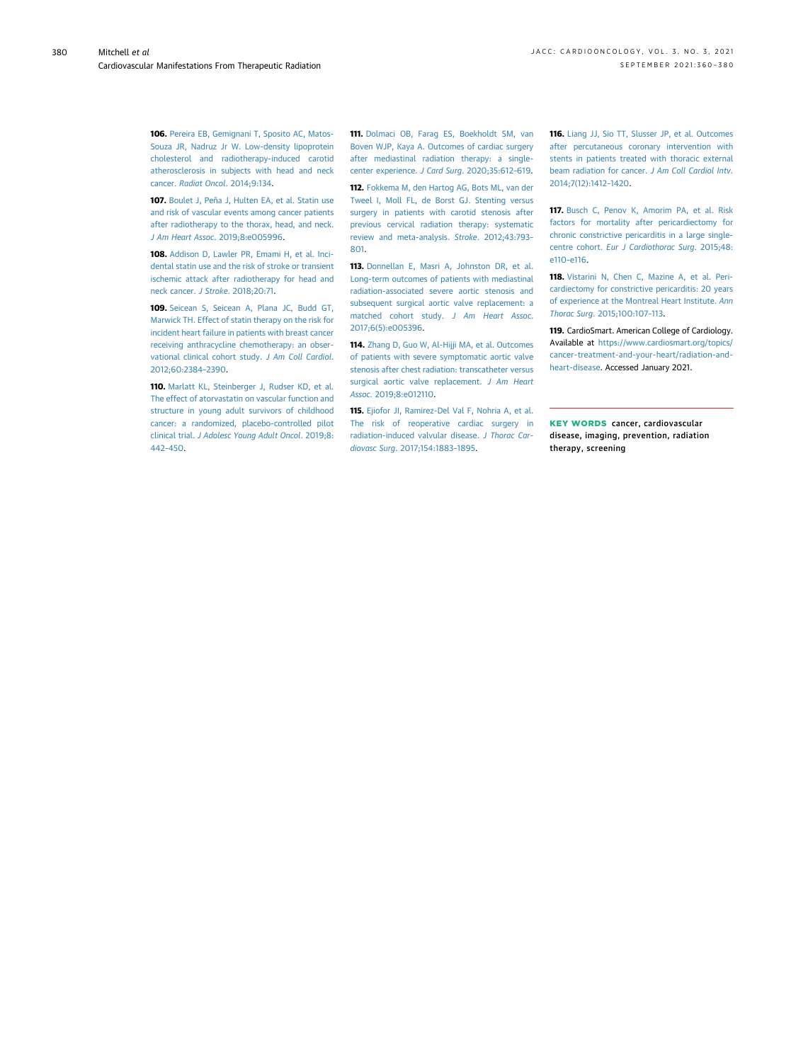**106.** Pereira EB, Gemignani T, Sposito AC, Matos-Souza JR, Nadruz Jr W. Low-density lipoprotein cholesterol and radiotherapy-induced carotid atherosclerosis in subjects with head and neck cancer. *Radiat Oncol*. 2014;9:134.

**107.** Boulet J, Peña J, Hulten EA, et al. Statin use and risk of vascular events among cancer patients after radiotherapy to the thorax, head, and neck. *J Am Heart Assoc*. 2019;8:e005996.

**108.** Addison D, Lawler PR, Emami H, et al. Incidental statin use and the risk of stroke or transient ischemic attack after radiotherapy for head and neck cancer. *J Stroke*. 2018;20:71.

**109.** Seicean S, Seicean A, Plana JC, Budd GT, Marwick TH. Effect of statin therapy on the risk for incident heart failure in patients with breast cancer receiving anthracycline chemotherapy: an observational clinical cohort study. *J Am Coll Cardiol*. 2012;60:2384–2390.

**110.** Marlatt KL, Steinberger J, Rudser KD, et al. The effect of atorvastatin on vascular function and structure in young adult survivors of childhood cancer: a randomized, placebo-controlled pilot clinical trial. *J Adolesc Young Adult Oncol*. 2019;8:442–450.

**111.** Dolmaci OB, Farag ES, Boekholdt SM, van Boven WJP, Kaya A. Outcomes of cardiac surgery after mediastinal radiation therapy: a single-center experience. *J Card Surg*. 2020;35:612–619.

**112.** Fokkema M, den Hartog AG, Bots ML, van der Tweel I, Moll FL, de Borst GJ. Stenting versus surgery in patients with carotid stenosis after previous cervical radiation therapy: systematic review and meta-analysis. *Stroke*. 2012;43:793–801.

**113.** Donnellan E, Masri A, Johnston DR, et al. Long-term outcomes of patients with mediastinal radiation-associated severe aortic stenosis and subsequent surgical aortic valve replacement: a matched cohort study. *J Am Heart Assoc*. 2017;6(5):e005396.

**114.** Zhang D, Guo W, Al-Hijji MA, et al. Outcomes of patients with severe symptomatic aortic valve stenosis after chest radiation: transcatheter versus surgical aortic valve replacement. *J Am Heart Assoc*. 2019;8:e012110.

**115.** Ejiofor JI, Ramirez-Del Val F, Nohria A, et al. The risk of reoperative cardiac surgery in radiation-induced valvular disease. *J Thorac Cardiovasc Surg*. 2017;154:1883–1895.

**116.** Liang JJ, Sio TT, Slusser JP, et al. Outcomes after percutaneous coronary intervention with stents in patients treated with thoracic external beam radiation for cancer. *J Am Coll Cardiol Intv*. 2014;7(12):1412–1420.

**117.** Busch C, Penov K, Amorim PA, et al. Risk factors for mortality after pericardiectomy for chronic constrictive pericarditis in a large single-centre cohort. *Eur J Cardiothorac Surg*. 2015;48:e110–e116.

**118.** Vistarini N, Chen C, Mazine A, et al. Pericardiectomy for constrictive pericarditis: 20 years of experience at the Montreal Heart Institute. *Ann Thorac Surg*. 2015;100:107–113.

**119.** CardioSmart. American College of Cardiology. Available at https://www.cardiosmart.org/topics/cancer-treatment-and-your-heart/radiation-and-heart-disease. Accessed January 2021.

---

**KEY WORDS** cancer, cardiovascular disease, imaging, prevention, radiation therapy, screening